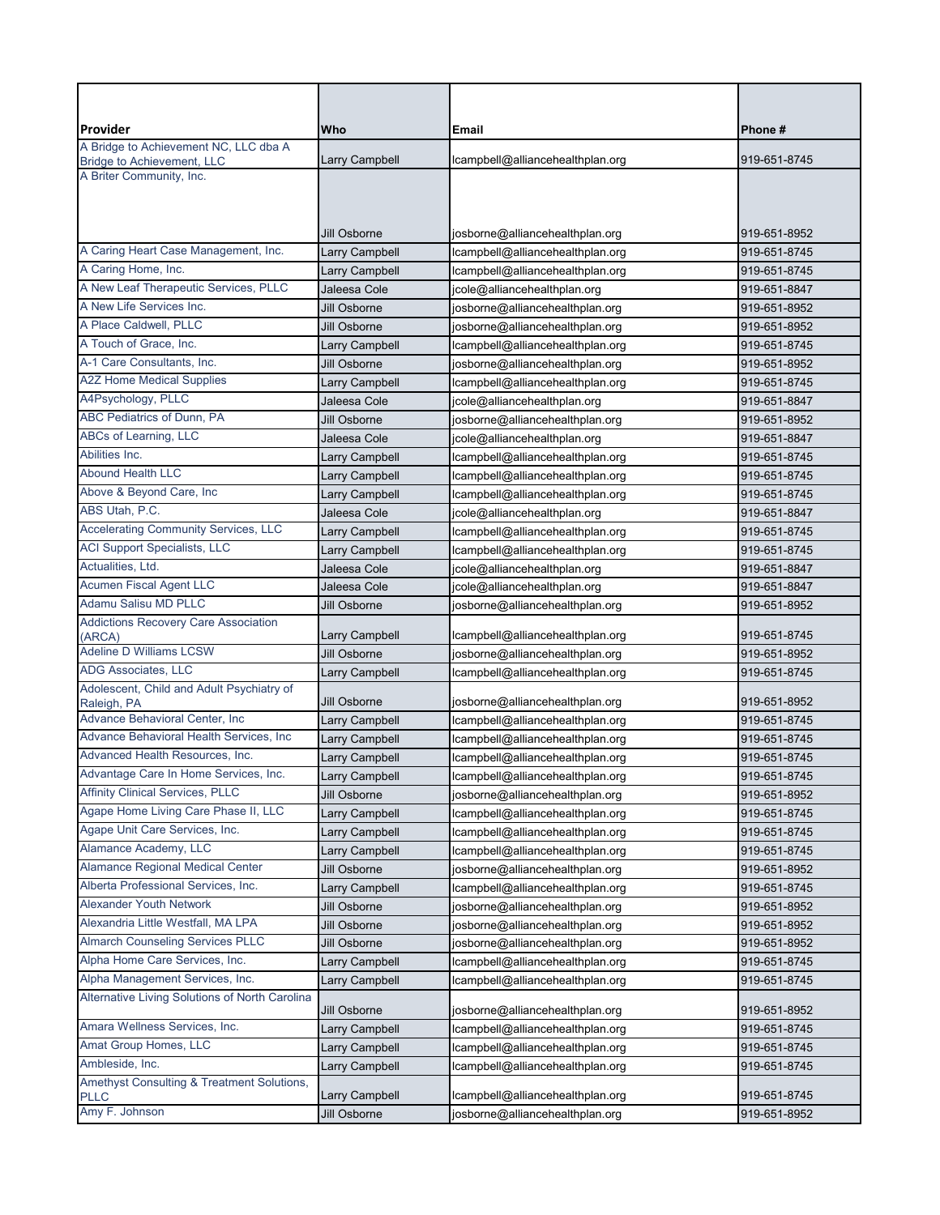| Provider | Who | Email | Phone # |
| --- | --- | --- | --- |
| A Bridge to Achievement NC, LLC dba A Bridge to Achievement, LLC | Larry Campbell | lcampbell@alliancehealthplan.org | 919-651-8745 |
| A Briter Community, Inc. | Jill Osborne | josborne@alliancehealthplan.org | 919-651-8952 |
| A Caring Heart Case Management, Inc. | Larry Campbell | lcampbell@alliancehealthplan.org | 919-651-8745 |
| A Caring Home, Inc. | Larry Campbell | lcampbell@alliancehealthplan.org | 919-651-8745 |
| A New Leaf Therapeutic Services, PLLC | Jaleesa Cole | jcole@alliancehealthplan.org | 919-651-8847 |
| A New Life Services Inc. | Jill Osborne | josborne@alliancehealthplan.org | 919-651-8952 |
| A Place Caldwell, PLLC | Jill Osborne | josborne@alliancehealthplan.org | 919-651-8952 |
| A Touch of Grace, Inc. | Larry Campbell | lcampbell@alliancehealthplan.org | 919-651-8745 |
| A-1 Care Consultants, Inc. | Jill Osborne | josborne@alliancehealthplan.org | 919-651-8952 |
| A2Z Home Medical Supplies | Larry Campbell | lcampbell@alliancehealthplan.org | 919-651-8745 |
| A4Psychology, PLLC | Jaleesa Cole | jcole@alliancehealthplan.org | 919-651-8847 |
| ABC Pediatrics of Dunn, PA | Jill Osborne | josborne@alliancehealthplan.org | 919-651-8952 |
| ABCs of Learning, LLC | Jaleesa Cole | jcole@alliancehealthplan.org | 919-651-8847 |
| Abilities Inc. | Larry Campbell | lcampbell@alliancehealthplan.org | 919-651-8745 |
| Abound Health LLC | Larry Campbell | lcampbell@alliancehealthplan.org | 919-651-8745 |
| Above & Beyond Care, Inc | Larry Campbell | lcampbell@alliancehealthplan.org | 919-651-8745 |
| ABS Utah, P.C. | Jaleesa Cole | jcole@alliancehealthplan.org | 919-651-8847 |
| Accelerating Community Services, LLC | Larry Campbell | lcampbell@alliancehealthplan.org | 919-651-8745 |
| ACI Support Specialists, LLC | Larry Campbell | lcampbell@alliancehealthplan.org | 919-651-8745 |
| Actualities, Ltd. | Jaleesa Cole | jcole@alliancehealthplan.org | 919-651-8847 |
| Acumen Fiscal Agent LLC | Jaleesa Cole | jcole@alliancehealthplan.org | 919-651-8847 |
| Adamu Salisu MD PLLC | Jill Osborne | josborne@alliancehealthplan.org | 919-651-8952 |
| Addictions Recovery Care Association (ARCA) | Larry Campbell | lcampbell@alliancehealthplan.org | 919-651-8745 |
| Adeline D Williams LCSW | Jill Osborne | josborne@alliancehealthplan.org | 919-651-8952 |
| ADG Associates, LLC | Larry Campbell | lcampbell@alliancehealthplan.org | 919-651-8745 |
| Adolescent, Child and Adult Psychiatry of Raleigh, PA | Jill Osborne | josborne@alliancehealthplan.org | 919-651-8952 |
| Advance Behavioral Center, Inc | Larry Campbell | lcampbell@alliancehealthplan.org | 919-651-8745 |
| Advance Behavioral Health Services, Inc | Larry Campbell | lcampbell@alliancehealthplan.org | 919-651-8745 |
| Advanced Health Resources, Inc. | Larry Campbell | lcampbell@alliancehealthplan.org | 919-651-8745 |
| Advantage Care In Home Services, Inc. | Larry Campbell | lcampbell@alliancehealthplan.org | 919-651-8745 |
| Affinity Clinical Services, PLLC | Jill Osborne | josborne@alliancehealthplan.org | 919-651-8952 |
| Agape Home Living Care Phase II, LLC | Larry Campbell | lcampbell@alliancehealthplan.org | 919-651-8745 |
| Agape Unit Care Services, Inc. | Larry Campbell | lcampbell@alliancehealthplan.org | 919-651-8745 |
| Alamance Academy, LLC | Larry Campbell | lcampbell@alliancehealthplan.org | 919-651-8745 |
| Alamance Regional Medical Center | Jill Osborne | josborne@alliancehealthplan.org | 919-651-8952 |
| Alberta Professional Services, Inc. | Larry Campbell | lcampbell@alliancehealthplan.org | 919-651-8745 |
| Alexander Youth Network | Jill Osborne | josborne@alliancehealthplan.org | 919-651-8952 |
| Alexandria Little Westfall, MA LPA | Jill Osborne | josborne@alliancehealthplan.org | 919-651-8952 |
| Almarch Counseling Services PLLC | Jill Osborne | josborne@alliancehealthplan.org | 919-651-8952 |
| Alpha Home Care Services, Inc. | Larry Campbell | lcampbell@alliancehealthplan.org | 919-651-8745 |
| Alpha Management Services, Inc. | Larry Campbell | lcampbell@alliancehealthplan.org | 919-651-8745 |
| Alternative Living Solutions of North Carolina | Jill Osborne | josborne@alliancehealthplan.org | 919-651-8952 |
| Amara Wellness Services, Inc. | Larry Campbell | lcampbell@alliancehealthplan.org | 919-651-8745 |
| Amat Group Homes, LLC | Larry Campbell | lcampbell@alliancehealthplan.org | 919-651-8745 |
| Ambleside, Inc. | Larry Campbell | lcampbell@alliancehealthplan.org | 919-651-8745 |
| Amethyst Consulting & Treatment Solutions, PLLC | Larry Campbell | lcampbell@alliancehealthplan.org | 919-651-8745 |
| Amy F. Johnson | Jill Osborne | josborne@alliancehealthplan.org | 919-651-8952 |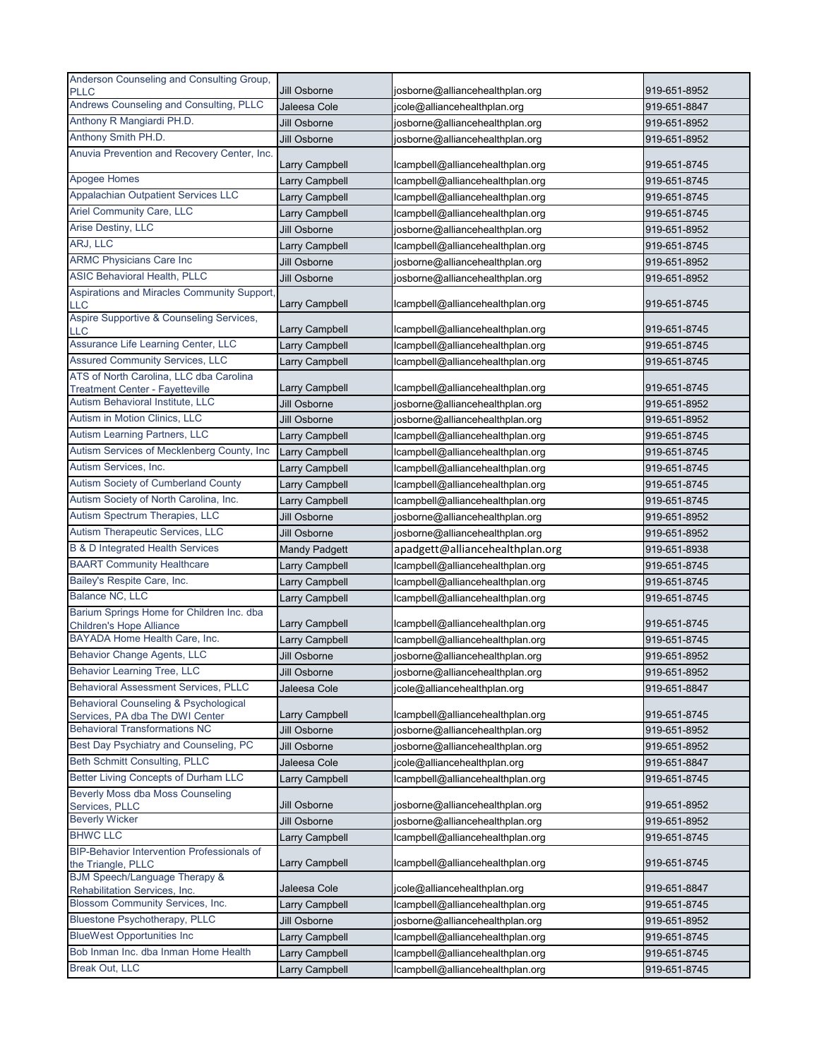| Anderson Counseling and Consulting Group, PLLC | Jill Osborne | josborne@alliancehealthplan.org | 919-651-8952 |
|---|---|---|---|
| Andrews Counseling and Consulting, PLLC | Jaleesa Cole | jcole@alliancehealthplan.org | 919-651-8847 |
| Anthony R Mangiardi PH.D. | Jill Osborne | josborne@alliancehealthplan.org | 919-651-8952 |
| Anthony Smith PH.D. | Jill Osborne | josborne@alliancehealthplan.org | 919-651-8952 |
| Anuvia Prevention and Recovery Center, Inc. | Larry Campbell | lcampbell@alliancehealthplan.org | 919-651-8745 |
| Apogee Homes | Larry Campbell | lcampbell@alliancehealthplan.org | 919-651-8745 |
| Appalachian Outpatient Services LLC | Larry Campbell | lcampbell@alliancehealthplan.org | 919-651-8745 |
| Ariel Community Care, LLC | Larry Campbell | lcampbell@alliancehealthplan.org | 919-651-8745 |
| Arise Destiny, LLC | Jill Osborne | josborne@alliancehealthplan.org | 919-651-8952 |
| ARJ, LLC | Larry Campbell | lcampbell@alliancehealthplan.org | 919-651-8745 |
| ARMC Physicians Care Inc | Jill Osborne | josborne@alliancehealthplan.org | 919-651-8952 |
| ASIC Behavioral Health, PLLC | Jill Osborne | josborne@alliancehealthplan.org | 919-651-8952 |
| Aspirations and Miracles Community Support, LLC | Larry Campbell | lcampbell@alliancehealthplan.org | 919-651-8745 |
| Aspire Supportive & Counseling Services, LLC | Larry Campbell | lcampbell@alliancehealthplan.org | 919-651-8745 |
| Assurance Life Learning Center, LLC | Larry Campbell | lcampbell@alliancehealthplan.org | 919-651-8745 |
| Assured Community Services, LLC | Larry Campbell | lcampbell@alliancehealthplan.org | 919-651-8745 |
| ATS of North Carolina, LLC dba Carolina Treatment Center - Fayetteville | Larry Campbell | lcampbell@alliancehealthplan.org | 919-651-8745 |
| Autism Behavioral Institute, LLC | Jill Osborne | josborne@alliancehealthplan.org | 919-651-8952 |
| Autism in Motion Clinics, LLC | Jill Osborne | josborne@alliancehealthplan.org | 919-651-8952 |
| Autism Learning Partners, LLC | Larry Campbell | lcampbell@alliancehealthplan.org | 919-651-8745 |
| Autism Services of Mecklenberg County, Inc | Larry Campbell | lcampbell@alliancehealthplan.org | 919-651-8745 |
| Autism Services, Inc. | Larry Campbell | lcampbell@alliancehealthplan.org | 919-651-8745 |
| Autism Society of Cumberland County | Larry Campbell | lcampbell@alliancehealthplan.org | 919-651-8745 |
| Autism Society of North Carolina, Inc. | Larry Campbell | lcampbell@alliancehealthplan.org | 919-651-8745 |
| Autism Spectrum Therapies, LLC | Jill Osborne | josborne@alliancehealthplan.org | 919-651-8952 |
| Autism Therapeutic Services, LLC | Jill Osborne | josborne@alliancehealthplan.org | 919-651-8952 |
| B & D Integrated Health Services | Mandy Padgett | apadgett@alliancehealthplan.org | 919-651-8938 |
| BAART Community Healthcare | Larry Campbell | lcampbell@alliancehealthplan.org | 919-651-8745 |
| Bailey's Respite Care, Inc. | Larry Campbell | lcampbell@alliancehealthplan.org | 919-651-8745 |
| Balance NC, LLC | Larry Campbell | lcampbell@alliancehealthplan.org | 919-651-8745 |
| Barium Springs Home for Children Inc. dba Children's Hope Alliance | Larry Campbell | lcampbell@alliancehealthplan.org | 919-651-8745 |
| BAYADA Home Health Care, Inc. | Larry Campbell | lcampbell@alliancehealthplan.org | 919-651-8745 |
| Behavior Change Agents, LLC | Jill Osborne | josborne@alliancehealthplan.org | 919-651-8952 |
| Behavior Learning Tree, LLC | Jill Osborne | josborne@alliancehealthplan.org | 919-651-8952 |
| Behavioral Assessment Services, PLLC | Jaleesa Cole | jcole@alliancehealthplan.org | 919-651-8847 |
| Behavioral Counseling & Psychological Services, PA dba The DWI Center | Larry Campbell | lcampbell@alliancehealthplan.org | 919-651-8745 |
| Behavioral Transformations NC | Jill Osborne | josborne@alliancehealthplan.org | 919-651-8952 |
| Best Day Psychiatry and Counseling, PC | Jill Osborne | josborne@alliancehealthplan.org | 919-651-8952 |
| Beth Schmitt Consulting, PLLC | Jaleesa Cole | jcole@alliancehealthplan.org | 919-651-8847 |
| Better Living Concepts of Durham LLC | Larry Campbell | lcampbell@alliancehealthplan.org | 919-651-8745 |
| Beverly Moss dba Moss Counseling Services, PLLC | Jill Osborne | josborne@alliancehealthplan.org | 919-651-8952 |
| Beverly Wicker | Jill Osborne | josborne@alliancehealthplan.org | 919-651-8952 |
| BHWC LLC | Larry Campbell | lcampbell@alliancehealthplan.org | 919-651-8745 |
| BIP-Behavior Intervention Professionals of the Triangle, PLLC | Larry Campbell | lcampbell@alliancehealthplan.org | 919-651-8745 |
| BJM Speech/Language Therapy & Rehabilitation Services, Inc. | Jaleesa Cole | jcole@alliancehealthplan.org | 919-651-8847 |
| Blossom Community Services, Inc. | Larry Campbell | lcampbell@alliancehealthplan.org | 919-651-8745 |
| Bluestone Psychotherapy, PLLC | Jill Osborne | josborne@alliancehealthplan.org | 919-651-8952 |
| BlueWest Opportunities Inc | Larry Campbell | lcampbell@alliancehealthplan.org | 919-651-8745 |
| Bob Inman Inc. dba Inman Home Health | Larry Campbell | lcampbell@alliancehealthplan.org | 919-651-8745 |
| Break Out, LLC | Larry Campbell | lcampbell@alliancehealthplan.org | 919-651-8745 |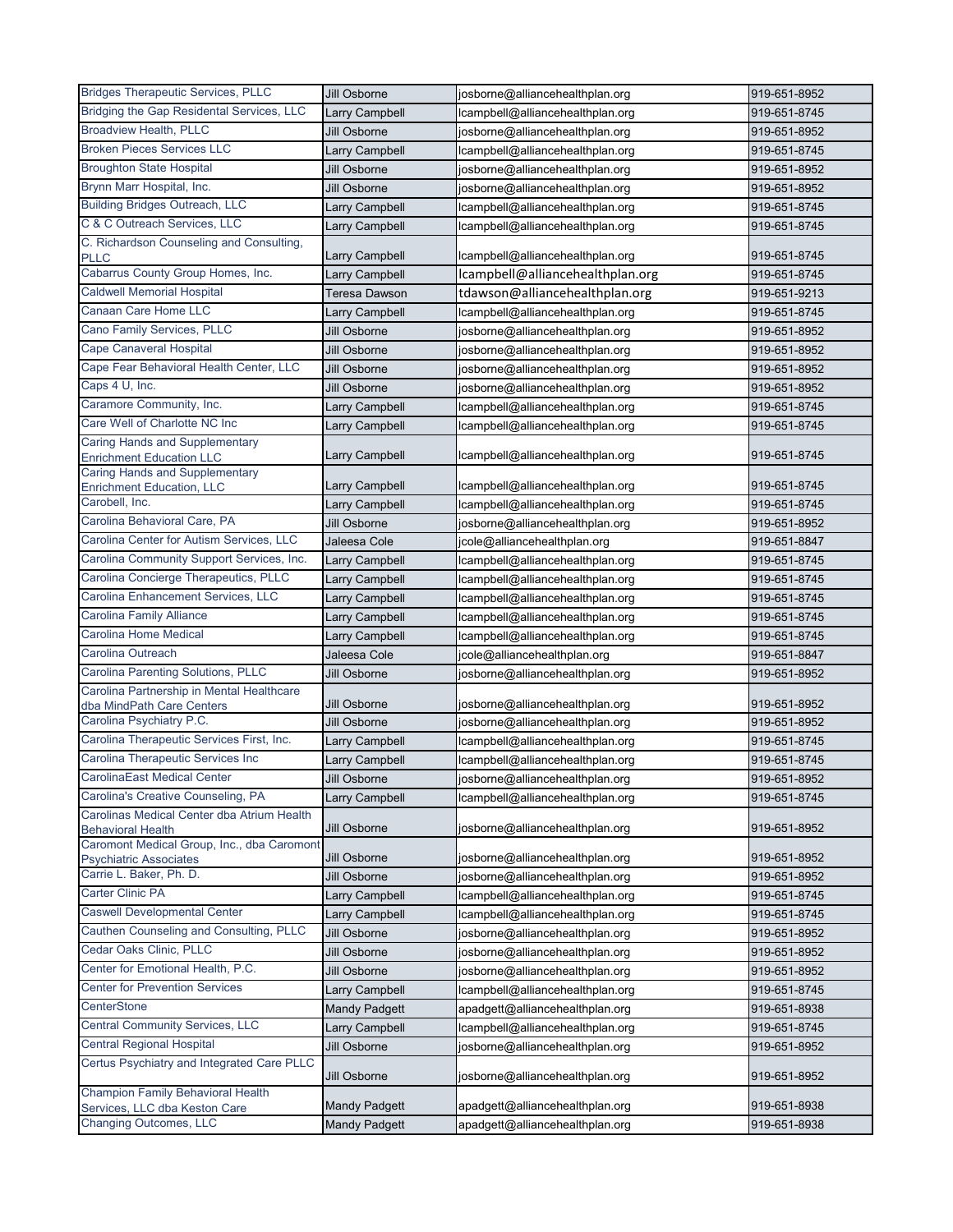| | | | |
|---|---|---|---|
| Bridges Therapeutic Services, PLLC | Jill Osborne | josborne@alliancehealthplan.org | 919-651-8952 |
| Bridging the Gap Residental Services, LLC | Larry Campbell | lcampbell@alliancehealthplan.org | 919-651-8745 |
| Broadview Health, PLLC | Jill Osborne | josborne@alliancehealthplan.org | 919-651-8952 |
| Broken Pieces Services LLC | Larry Campbell | lcampbell@alliancehealthplan.org | 919-651-8745 |
| Broughton State Hospital | Jill Osborne | josborne@alliancehealthplan.org | 919-651-8952 |
| Brynn Marr Hospital, Inc. | Jill Osborne | josborne@alliancehealthplan.org | 919-651-8952 |
| Building Bridges Outreach, LLC | Larry Campbell | lcampbell@alliancehealthplan.org | 919-651-8745 |
| C & C Outreach Services, LLC | Larry Campbell | lcampbell@alliancehealthplan.org | 919-651-8745 |
| C. Richardson Counseling and Consulting, PLLC | Larry Campbell | lcampbell@alliancehealthplan.org | 919-651-8745 |
| Cabarrus County Group Homes, Inc. | Larry Campbell | lcampbell@alliancehealthplan.org | 919-651-8745 |
| Caldwell Memorial Hospital | Teresa Dawson | tdawson@alliancehealthplan.org | 919-651-9213 |
| Canaan Care Home LLC | Larry Campbell | lcampbell@alliancehealthplan.org | 919-651-8745 |
| Cano Family Services, PLLC | Jill Osborne | josborne@alliancehealthplan.org | 919-651-8952 |
| Cape Canaveral Hospital | Jill Osborne | josborne@alliancehealthplan.org | 919-651-8952 |
| Cape Fear Behavioral Health Center, LLC | Jill Osborne | josborne@alliancehealthplan.org | 919-651-8952 |
| Caps 4 U, Inc. | Jill Osborne | josborne@alliancehealthplan.org | 919-651-8952 |
| Caramore Community, Inc. | Larry Campbell | lcampbell@alliancehealthplan.org | 919-651-8745 |
| Care Well of Charlotte NC Inc | Larry Campbell | lcampbell@alliancehealthplan.org | 919-651-8745 |
| Caring Hands and Supplementary Enrichment Education LLC | Larry Campbell | lcampbell@alliancehealthplan.org | 919-651-8745 |
| Caring Hands and Supplementary Enrichment Education, LLC | Larry Campbell | lcampbell@alliancehealthplan.org | 919-651-8745 |
| Carobell, Inc. | Larry Campbell | lcampbell@alliancehealthplan.org | 919-651-8745 |
| Carolina Behavioral Care, PA | Jill Osborne | josborne@alliancehealthplan.org | 919-651-8952 |
| Carolina Center for Autism Services, LLC | Jaleesa Cole | jcole@alliancehealthplan.org | 919-651-8847 |
| Carolina Community Support Services, Inc. | Larry Campbell | lcampbell@alliancehealthplan.org | 919-651-8745 |
| Carolina Concierge Therapeutics, PLLC | Larry Campbell | lcampbell@alliancehealthplan.org | 919-651-8745 |
| Carolina Enhancement Services, LLC | Larry Campbell | lcampbell@alliancehealthplan.org | 919-651-8745 |
| Carolina Family Alliance | Larry Campbell | lcampbell@alliancehealthplan.org | 919-651-8745 |
| Carolina Home Medical | Larry Campbell | lcampbell@alliancehealthplan.org | 919-651-8745 |
| Carolina Outreach | Jaleesa Cole | jcole@alliancehealthplan.org | 919-651-8847 |
| Carolina Parenting Solutions, PLLC | Jill Osborne | josborne@alliancehealthplan.org | 919-651-8952 |
| Carolina Partnership in Mental Healthcare dba MindPath Care Centers | Jill Osborne | josborne@alliancehealthplan.org | 919-651-8952 |
| Carolina Psychiatry P.C. | Jill Osborne | josborne@alliancehealthplan.org | 919-651-8952 |
| Carolina Therapeutic Services First, Inc. | Larry Campbell | lcampbell@alliancehealthplan.org | 919-651-8745 |
| Carolina Therapeutic Services Inc | Larry Campbell | lcampbell@alliancehealthplan.org | 919-651-8745 |
| CarolinaEast Medical Center | Jill Osborne | josborne@alliancehealthplan.org | 919-651-8952 |
| Carolina's Creative Counseling, PA | Larry Campbell | lcampbell@alliancehealthplan.org | 919-651-8745 |
| Carolinas Medical Center dba Atrium Health Behavioral Health | Jill Osborne | josborne@alliancehealthplan.org | 919-651-8952 |
| Caromont Medical Group, Inc., dba Caromont Psychiatric Associates | Jill Osborne | josborne@alliancehealthplan.org | 919-651-8952 |
| Carrie L. Baker, Ph. D. | Jill Osborne | josborne@alliancehealthplan.org | 919-651-8952 |
| Carter Clinic PA | Larry Campbell | lcampbell@alliancehealthplan.org | 919-651-8745 |
| Caswell Developmental Center | Larry Campbell | lcampbell@alliancehealthplan.org | 919-651-8745 |
| Cauthen Counseling and Consulting, PLLC | Jill Osborne | josborne@alliancehealthplan.org | 919-651-8952 |
| Cedar Oaks Clinic, PLLC | Jill Osborne | josborne@alliancehealthplan.org | 919-651-8952 |
| Center for Emotional Health, P.C. | Jill Osborne | josborne@alliancehealthplan.org | 919-651-8952 |
| Center for Prevention Services | Larry Campbell | lcampbell@alliancehealthplan.org | 919-651-8745 |
| CenterStone | Mandy Padgett | apadgett@alliancehealthplan.org | 919-651-8938 |
| Central Community Services, LLC | Larry Campbell | lcampbell@alliancehealthplan.org | 919-651-8745 |
| Central Regional Hospital | Jill Osborne | josborne@alliancehealthplan.org | 919-651-8952 |
| Certus Psychiatry and Integrated Care PLLC | Jill Osborne | josborne@alliancehealthplan.org | 919-651-8952 |
| Champion Family Behavioral Health Services, LLC dba Keston Care | Mandy Padgett | apadgett@alliancehealthplan.org | 919-651-8938 |
| Changing Outcomes, LLC | Mandy Padgett | apadgett@alliancehealthplan.org | 919-651-8938 |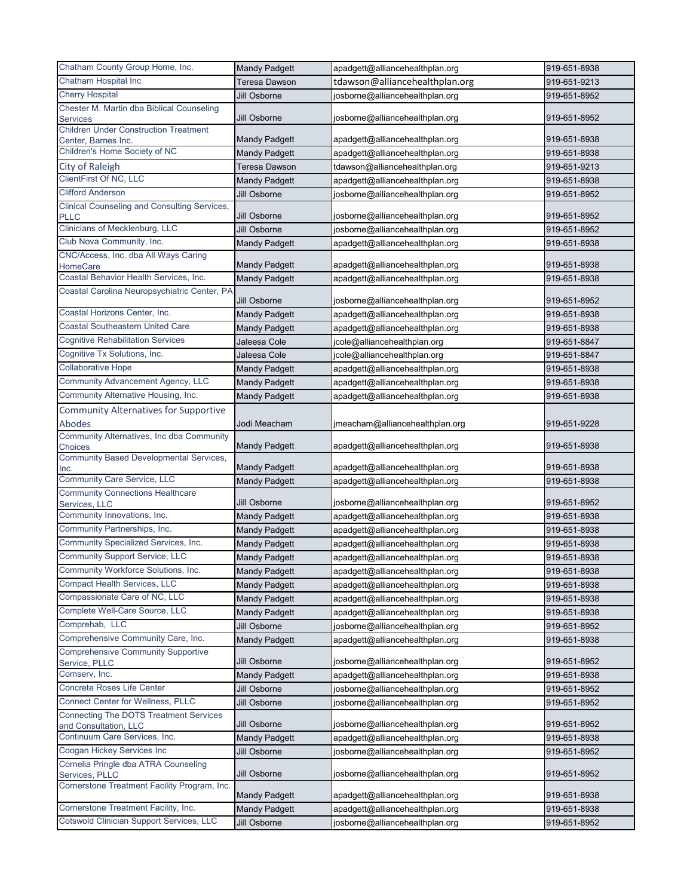| | | | |
|---|---|---|---|
| Chatham County Group Home, Inc. | Mandy Padgett | apadgett@alliancehealthplan.org | 919-651-8938 |
| Chatham Hospital Inc | Teresa Dawson | tdawson@alliancehealthplan.org | 919-651-9213 |
| Cherry Hospital | Jill Osborne | josborne@alliancehealthplan.org | 919-651-8952 |
| Chester M. Martin dba Biblical Counseling Services | Jill Osborne | josborne@alliancehealthplan.org | 919-651-8952 |
| Children Under Construction Treatment Center, Barnes Inc. | Mandy Padgett | apadgett@alliancehealthplan.org | 919-651-8938 |
| Children's Home Society of NC | Mandy Padgett | apadgett@alliancehealthplan.org | 919-651-8938 |
| City of Raleigh | Teresa Dawson | tdawson@alliancehealthplan.org | 919-651-9213 |
| ClientFirst Of NC, LLC | Mandy Padgett | apadgett@alliancehealthplan.org | 919-651-8938 |
| Clifford Anderson | Jill Osborne | josborne@alliancehealthplan.org | 919-651-8952 |
| Clinical Counseling and Consulting Services, PLLC | Jill Osborne | josborne@alliancehealthplan.org | 919-651-8952 |
| Clinicians of Mecklenburg, LLC | Jill Osborne | josborne@alliancehealthplan.org | 919-651-8952 |
| Club Nova Community, Inc. | Mandy Padgett | apadgett@alliancehealthplan.org | 919-651-8938 |
| CNC/Access, Inc. dba All Ways Caring HomeCare | Mandy Padgett | apadgett@alliancehealthplan.org | 919-651-8938 |
| Coastal Behavior Health Services, Inc. | Mandy Padgett | apadgett@alliancehealthplan.org | 919-651-8938 |
| Coastal Carolina Neuropsychiatric Center, PA | Jill Osborne | josborne@alliancehealthplan.org | 919-651-8952 |
| Coastal Horizons Center, Inc. | Mandy Padgett | apadgett@alliancehealthplan.org | 919-651-8938 |
| Coastal Southeastern United Care | Mandy Padgett | apadgett@alliancehealthplan.org | 919-651-8938 |
| Cognitive Rehabilitation Services | Jaleesa Cole | jcole@alliancehealthplan.org | 919-651-8847 |
| Cognitive Tx Solutions, Inc. | Jaleesa Cole | jcole@alliancehealthplan.org | 919-651-8847 |
| Collaborative Hope | Mandy Padgett | apadgett@alliancehealthplan.org | 919-651-8938 |
| Community Advancement Agency, LLC | Mandy Padgett | apadgett@alliancehealthplan.org | 919-651-8938 |
| Community Alternative Housing, Inc. | Mandy Padgett | apadgett@alliancehealthplan.org | 919-651-8938 |
| Community Alternatives for Supportive Abodes | Jodi Meacham | jmeacham@alliancehealthplan.org | 919-651-9228 |
| Community Alternatives, Inc dba Community Choices | Mandy Padgett | apadgett@alliancehealthplan.org | 919-651-8938 |
| Community Based Developmental Services, Inc. | Mandy Padgett | apadgett@alliancehealthplan.org | 919-651-8938 |
| Community Care Service, LLC | Mandy Padgett | apadgett@alliancehealthplan.org | 919-651-8938 |
| Community Connections Healthcare Services, LLC | Jill Osborne | josborne@alliancehealthplan.org | 919-651-8952 |
| Community Innovations, Inc. | Mandy Padgett | apadgett@alliancehealthplan.org | 919-651-8938 |
| Community Partnerships, Inc. | Mandy Padgett | apadgett@alliancehealthplan.org | 919-651-8938 |
| Community Specialized Services, Inc. | Mandy Padgett | apadgett@alliancehealthplan.org | 919-651-8938 |
| Community Support Service, LLC | Mandy Padgett | apadgett@alliancehealthplan.org | 919-651-8938 |
| Community Workforce Solutions, Inc. | Mandy Padgett | apadgett@alliancehealthplan.org | 919-651-8938 |
| Compact Health Services, LLC | Mandy Padgett | apadgett@alliancehealthplan.org | 919-651-8938 |
| Compassionate Care of NC, LLC | Mandy Padgett | apadgett@alliancehealthplan.org | 919-651-8938 |
| Complete Well-Care Source, LLC | Mandy Padgett | apadgett@alliancehealthplan.org | 919-651-8938 |
| Comprehab, LLC | Jill Osborne | josborne@alliancehealthplan.org | 919-651-8952 |
| Comprehensive Community Care, Inc. | Mandy Padgett | apadgett@alliancehealthplan.org | 919-651-8938 |
| Comprehensive Community Supportive Service, PLLC | Jill Osborne | josborne@alliancehealthplan.org | 919-651-8952 |
| Comserv, Inc. | Mandy Padgett | apadgett@alliancehealthplan.org | 919-651-8938 |
| Concrete Roses Life Center | Jill Osborne | josborne@alliancehealthplan.org | 919-651-8952 |
| Connect Center for Wellness, PLLC | Jill Osborne | josborne@alliancehealthplan.org | 919-651-8952 |
| Connecting The DOTS Treatment Services and Consultation, LLC | Jill Osborne | josborne@alliancehealthplan.org | 919-651-8952 |
| Continuum Care Services, Inc. | Mandy Padgett | apadgett@alliancehealthplan.org | 919-651-8938 |
| Coogan Hickey Services Inc | Jill Osborne | josborne@alliancehealthplan.org | 919-651-8952 |
| Cornelia Pringle dba ATRA Counseling Services, PLLC | Jill Osborne | josborne@alliancehealthplan.org | 919-651-8952 |
| Cornerstone Treatment Facility Program, Inc. | Mandy Padgett | apadgett@alliancehealthplan.org | 919-651-8938 |
| Cornerstone Treatment Facility, Inc. | Mandy Padgett | apadgett@alliancehealthplan.org | 919-651-8938 |
| Cotswold Clinician Support Services, LLC | Jill Osborne | josborne@alliancehealthplan.org | 919-651-8952 |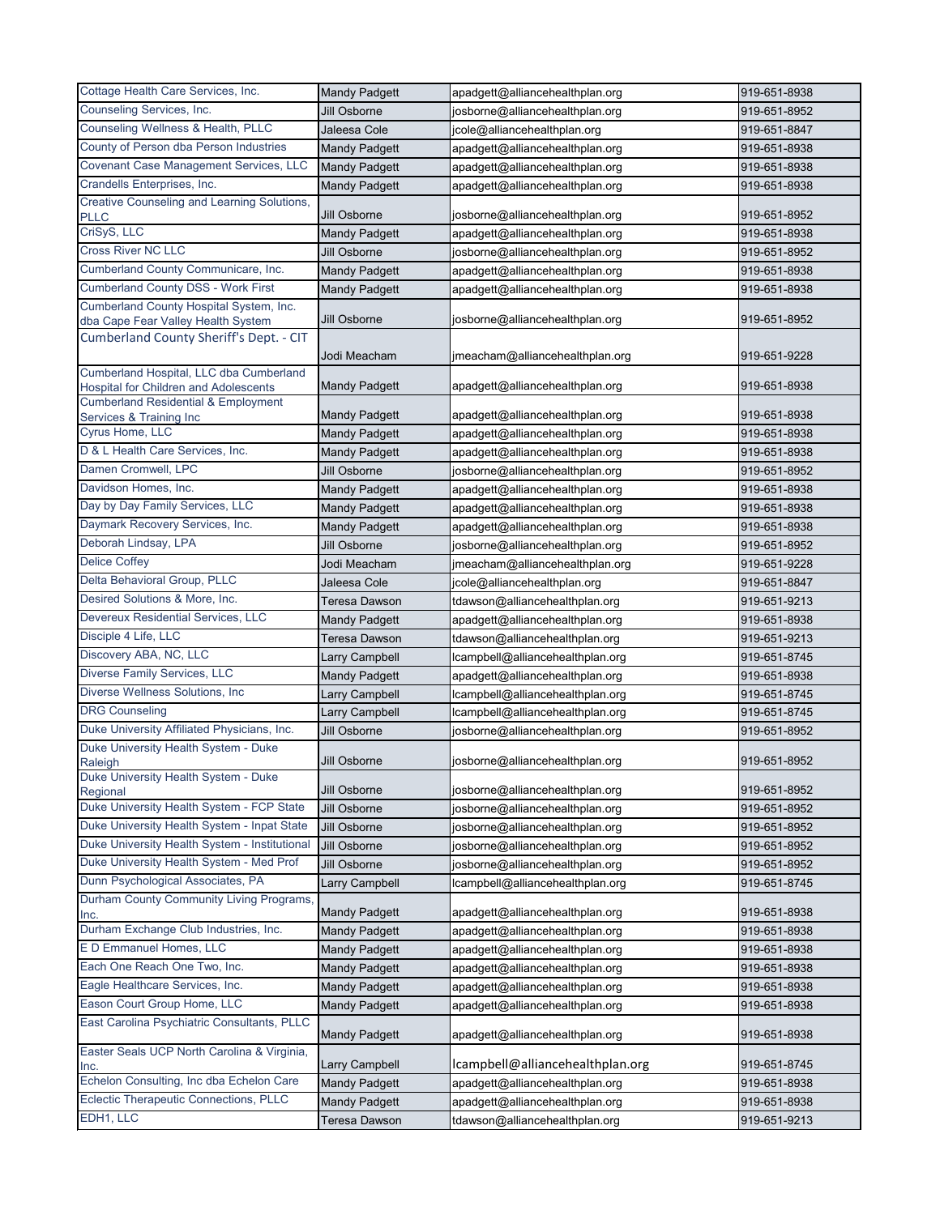| | | | |
|---|---|---|---|
| Cottage Health Care Services, Inc. | Mandy Padgett | apadgett@alliancehealthplan.org | 919-651-8938 |
| Counseling Services, Inc. | Jill Osborne | josborne@alliancehealthplan.org | 919-651-8952 |
| Counseling Wellness & Health, PLLC | Jaleesa Cole | jcole@alliancehealthplan.org | 919-651-8847 |
| County of Person dba Person Industries | Mandy Padgett | apadgett@alliancehealthplan.org | 919-651-8938 |
| Covenant Case Management Services, LLC | Mandy Padgett | apadgett@alliancehealthplan.org | 919-651-8938 |
| Crandells Enterprises, Inc. | Mandy Padgett | apadgett@alliancehealthplan.org | 919-651-8938 |
| Creative Counseling and Learning Solutions, PLLC | Jill Osborne | josborne@alliancehealthplan.org | 919-651-8952 |
| CriSyS, LLC | Mandy Padgett | apadgett@alliancehealthplan.org | 919-651-8938 |
| Cross River NC LLC | Jill Osborne | josborne@alliancehealthplan.org | 919-651-8952 |
| Cumberland County Communicare, Inc. | Mandy Padgett | apadgett@alliancehealthplan.org | 919-651-8938 |
| Cumberland County DSS - Work First | Mandy Padgett | apadgett@alliancehealthplan.org | 919-651-8938 |
| Cumberland County Hospital System, Inc. dba Cape Fear Valley Health System | Jill Osborne | josborne@alliancehealthplan.org | 919-651-8952 |
| Cumberland County Sheriff's Dept. - CIT | Jodi Meacham | jmeacham@alliancehealthplan.org | 919-651-9228 |
| Cumberland Hospital, LLC dba Cumberland Hospital for Children and Adolescents | Mandy Padgett | apadgett@alliancehealthplan.org | 919-651-8938 |
| Cumberland Residential & Employment Services & Training Inc | Mandy Padgett | apadgett@alliancehealthplan.org | 919-651-8938 |
| Cyrus Home, LLC | Mandy Padgett | apadgett@alliancehealthplan.org | 919-651-8938 |
| D & L Health Care Services, Inc. | Mandy Padgett | apadgett@alliancehealthplan.org | 919-651-8938 |
| Damen Cromwell, LPC | Jill Osborne | josborne@alliancehealthplan.org | 919-651-8952 |
| Davidson Homes, Inc. | Mandy Padgett | apadgett@alliancehealthplan.org | 919-651-8938 |
| Day by Day Family Services, LLC | Mandy Padgett | apadgett@alliancehealthplan.org | 919-651-8938 |
| Daymark Recovery Services, Inc. | Mandy Padgett | apadgett@alliancehealthplan.org | 919-651-8938 |
| Deborah Lindsay, LPA | Jill Osborne | josborne@alliancehealthplan.org | 919-651-8952 |
| Delice Coffey | Jodi Meacham | jmeacham@alliancehealthplan.org | 919-651-9228 |
| Delta Behavioral Group, PLLC | Jaleesa Cole | jcole@alliancehealthplan.org | 919-651-8847 |
| Desired Solutions & More, Inc. | Teresa Dawson | tdawson@alliancehealthplan.org | 919-651-9213 |
| Devereux Residential Services, LLC | Mandy Padgett | apadgett@alliancehealthplan.org | 919-651-8938 |
| Disciple 4 Life, LLC | Teresa Dawson | tdawson@alliancehealthplan.org | 919-651-9213 |
| Discovery ABA, NC, LLC | Larry Campbell | lcampbell@alliancehealthplan.org | 919-651-8745 |
| Diverse Family Services, LLC | Mandy Padgett | apadgett@alliancehealthplan.org | 919-651-8938 |
| Diverse Wellness Solutions, Inc | Larry Campbell | lcampbell@alliancehealthplan.org | 919-651-8745 |
| DRG Counseling | Larry Campbell | lcampbell@alliancehealthplan.org | 919-651-8745 |
| Duke University Affiliated Physicians, Inc. | Jill Osborne | josborne@alliancehealthplan.org | 919-651-8952 |
| Duke University Health System - Duke Raleigh | Jill Osborne | josborne@alliancehealthplan.org | 919-651-8952 |
| Duke University Health System - Duke Regional | Jill Osborne | josborne@alliancehealthplan.org | 919-651-8952 |
| Duke University Health System - FCP State | Jill Osborne | josborne@alliancehealthplan.org | 919-651-8952 |
| Duke University Health System - Inpat State | Jill Osborne | josborne@alliancehealthplan.org | 919-651-8952 |
| Duke University Health System - Institutional | Jill Osborne | josborne@alliancehealthplan.org | 919-651-8952 |
| Duke University Health System - Med Prof | Jill Osborne | josborne@alliancehealthplan.org | 919-651-8952 |
| Dunn Psychological Associates, PA | Larry Campbell | lcampbell@alliancehealthplan.org | 919-651-8745 |
| Durham County Community Living Programs, Inc. | Mandy Padgett | apadgett@alliancehealthplan.org | 919-651-8938 |
| Durham Exchange Club Industries, Inc. | Mandy Padgett | apadgett@alliancehealthplan.org | 919-651-8938 |
| E D Emmanuel Homes, LLC | Mandy Padgett | apadgett@alliancehealthplan.org | 919-651-8938 |
| Each One Reach One Two, Inc. | Mandy Padgett | apadgett@alliancehealthplan.org | 919-651-8938 |
| Eagle Healthcare Services, Inc. | Mandy Padgett | apadgett@alliancehealthplan.org | 919-651-8938 |
| Eason Court Group Home, LLC | Mandy Padgett | apadgett@alliancehealthplan.org | 919-651-8938 |
| East Carolina Psychiatric Consultants, PLLC | Mandy Padgett | apadgett@alliancehealthplan.org | 919-651-8938 |
| Easter Seals UCP North Carolina & Virginia, Inc. | Larry Campbell | lcampbell@alliancehealthplan.org | 919-651-8745 |
| Echelon Consulting, Inc dba Echelon Care | Mandy Padgett | apadgett@alliancehealthplan.org | 919-651-8938 |
| Eclectic Therapeutic Connections, PLLC | Mandy Padgett | apadgett@alliancehealthplan.org | 919-651-8938 |
| EDH1, LLC | Teresa Dawson | tdawson@alliancehealthplan.org | 919-651-9213 |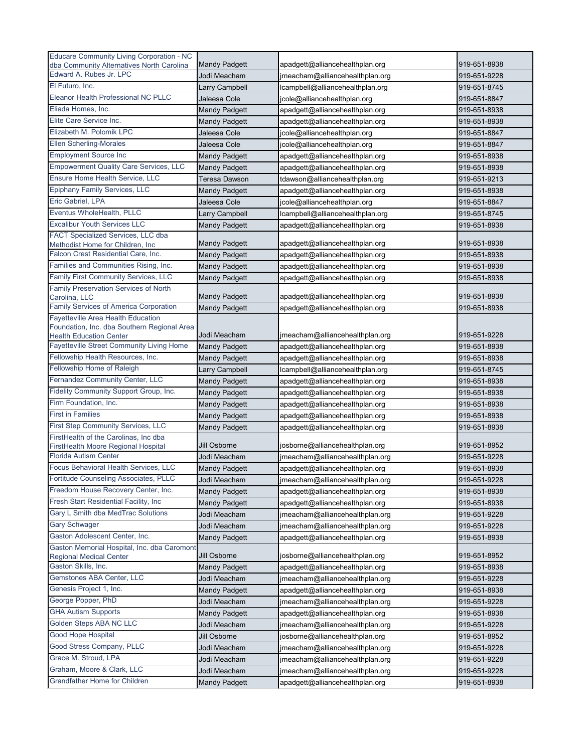| | | | |
|---|---|---|---|
| Educare Community Living Corporation - NC dba Community Alternatives North Carolina | Mandy Padgett | apadgett@alliancehealthplan.org | 919-651-8938 |
| Edward A. Rubes Jr. LPC | Jodi Meacham | jmeacham@alliancehealthplan.org | 919-651-9228 |
| El Futuro, Inc. | Larry Campbell | lcampbell@alliancehealthplan.org | 919-651-8745 |
| Eleanor Health Professional NC PLLC | Jaleesa Cole | jcole@alliancehealthplan.org | 919-651-8847 |
| Eliada Homes, Inc. | Mandy Padgett | apadgett@alliancehealthplan.org | 919-651-8938 |
| Elite Care Service Inc. | Mandy Padgett | apadgett@alliancehealthplan.org | 919-651-8938 |
| Elizabeth M. Polomik LPC | Jaleesa Cole | jcole@alliancehealthplan.org | 919-651-8847 |
| Ellen Scherling-Morales | Jaleesa Cole | jcole@alliancehealthplan.org | 919-651-8847 |
| Employment Source Inc | Mandy Padgett | apadgett@alliancehealthplan.org | 919-651-8938 |
| Empowerment Quality Care Services, LLC | Mandy Padgett | apadgett@alliancehealthplan.org | 919-651-8938 |
| Ensure Home Health Service, LLC | Teresa Dawson | tdawson@alliancehealthplan.org | 919-651-9213 |
| Epiphany Family Services, LLC | Mandy Padgett | apadgett@alliancehealthplan.org | 919-651-8938 |
| Eric Gabriel, LPA | Jaleesa Cole | jcole@alliancehealthplan.org | 919-651-8847 |
| Eventus WholeHealth, PLLC | Larry Campbell | lcampbell@alliancehealthplan.org | 919-651-8745 |
| Excalibur Youth Services LLC | Mandy Padgett | apadgett@alliancehealthplan.org | 919-651-8938 |
| FACT Specialized Services, LLC dba Methodist Home for Children, Inc | Mandy Padgett | apadgett@alliancehealthplan.org | 919-651-8938 |
| Falcon Crest Residential Care, Inc. | Mandy Padgett | apadgett@alliancehealthplan.org | 919-651-8938 |
| Families and Communities Rising, Inc. | Mandy Padgett | apadgett@alliancehealthplan.org | 919-651-8938 |
| Family First Community Services, LLC | Mandy Padgett | apadgett@alliancehealthplan.org | 919-651-8938 |
| Family Preservation Services of North Carolina, LLC | Mandy Padgett | apadgett@alliancehealthplan.org | 919-651-8938 |
| Family Services of America Corporation | Mandy Padgett | apadgett@alliancehealthplan.org | 919-651-8938 |
| Fayetteville Area Health Education Foundation, Inc. dba Southern Regional Area Health Education Center | Jodi Meacham | jmeacham@alliancehealthplan.org | 919-651-9228 |
| Fayetteville Street Community Living Home | Mandy Padgett | apadgett@alliancehealthplan.org | 919-651-8938 |
| Fellowship Health Resources, Inc. | Mandy Padgett | apadgett@alliancehealthplan.org | 919-651-8938 |
| Fellowship Home of Raleigh | Larry Campbell | lcampbell@alliancehealthplan.org | 919-651-8745 |
| Fernandez Community Center, LLC | Mandy Padgett | apadgett@alliancehealthplan.org | 919-651-8938 |
| Fidelity Community Support Group, Inc. | Mandy Padgett | apadgett@alliancehealthplan.org | 919-651-8938 |
| Firm Foundation, Inc. | Mandy Padgett | apadgett@alliancehealthplan.org | 919-651-8938 |
| First in Families | Mandy Padgett | apadgett@alliancehealthplan.org | 919-651-8938 |
| First Step Community Services, LLC | Mandy Padgett | apadgett@alliancehealthplan.org | 919-651-8938 |
| FirstHealth of the Carolinas, Inc dba FirstHealth Moore Regional Hospital | Jill Osborne | josborne@alliancehealthplan.org | 919-651-8952 |
| Florida Autism Center | Jodi Meacham | jmeacham@alliancehealthplan.org | 919-651-9228 |
| Focus Behavioral Health Services, LLC | Mandy Padgett | apadgett@alliancehealthplan.org | 919-651-8938 |
| Fortitude Counseling Associates, PLLC | Jodi Meacham | jmeacham@alliancehealthplan.org | 919-651-9228 |
| Freedom House Recovery Center, Inc. | Mandy Padgett | apadgett@alliancehealthplan.org | 919-651-8938 |
| Fresh Start Residential Facility, Inc | Mandy Padgett | apadgett@alliancehealthplan.org | 919-651-8938 |
| Gary L Smith dba MedTrac Solutions | Jodi Meacham | jmeacham@alliancehealthplan.org | 919-651-9228 |
| Gary Schwager | Jodi Meacham | jmeacham@alliancehealthplan.org | 919-651-9228 |
| Gaston Adolescent Center, Inc. | Mandy Padgett | apadgett@alliancehealthplan.org | 919-651-8938 |
| Gaston Memorial Hospital, Inc. dba Caromont Regional Medical Center | Jill Osborne | josborne@alliancehealthplan.org | 919-651-8952 |
| Gaston Skills, Inc. | Mandy Padgett | apadgett@alliancehealthplan.org | 919-651-8938 |
| Gemstones ABA Center, LLC | Jodi Meacham | jmeacham@alliancehealthplan.org | 919-651-9228 |
| Genesis Project 1, Inc. | Mandy Padgett | apadgett@alliancehealthplan.org | 919-651-8938 |
| George Popper, PhD | Jodi Meacham | jmeacham@alliancehealthplan.org | 919-651-9228 |
| GHA Autism Supports | Mandy Padgett | apadgett@alliancehealthplan.org | 919-651-8938 |
| Golden Steps ABA NC LLC | Jodi Meacham | jmeacham@alliancehealthplan.org | 919-651-9228 |
| Good Hope Hospital | Jill Osborne | josborne@alliancehealthplan.org | 919-651-8952 |
| Good Stress Company, PLLC | Jodi Meacham | jmeacham@alliancehealthplan.org | 919-651-9228 |
| Grace M. Stroud, LPA | Jodi Meacham | jmeacham@alliancehealthplan.org | 919-651-9228 |
| Graham, Moore & Clark, LLC | Jodi Meacham | jmeacham@alliancehealthplan.org | 919-651-9228 |
| Grandfather Home for Children | Mandy Padgett | apadgett@alliancehealthplan.org | 919-651-8938 |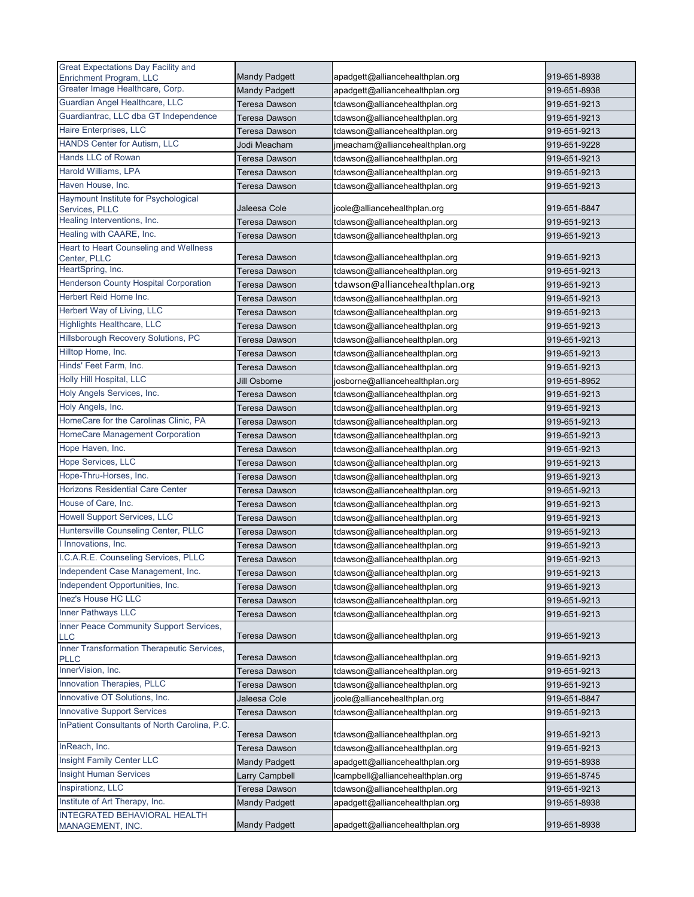| | | | |
|---|---|---|---|
| Great Expectations Day Facility and Enrichment Program, LLC | Mandy Padgett | apadgett@alliancehealthplan.org | 919-651-8938 |
| Greater Image Healthcare, Corp. | Mandy Padgett | apadgett@alliancehealthplan.org | 919-651-8938 |
| Guardian Angel Healthcare, LLC | Teresa Dawson | tdawson@alliancehealthplan.org | 919-651-9213 |
| Guardiantrac, LLC dba GT Independence | Teresa Dawson | tdawson@alliancehealthplan.org | 919-651-9213 |
| Haire Enterprises, LLC | Teresa Dawson | tdawson@alliancehealthplan.org | 919-651-9213 |
| HANDS Center for Autism, LLC | Jodi Meacham | jmeacham@alliancehealthplan.org | 919-651-9228 |
| Hands LLC of Rowan | Teresa Dawson | tdawson@alliancehealthplan.org | 919-651-9213 |
| Harold Williams, LPA | Teresa Dawson | tdawson@alliancehealthplan.org | 919-651-9213 |
| Haven House, Inc. | Teresa Dawson | tdawson@alliancehealthplan.org | 919-651-9213 |
| Haymount Institute for Psychological Services, PLLC | Jaleesa Cole | jcole@alliancehealthplan.org | 919-651-8847 |
| Healing Interventions, Inc. | Teresa Dawson | tdawson@alliancehealthplan.org | 919-651-9213 |
| Healing with CAARE, Inc. | Teresa Dawson | tdawson@alliancehealthplan.org | 919-651-9213 |
| Heart to Heart Counseling and Wellness Center, PLLC | Teresa Dawson | tdawson@alliancehealthplan.org | 919-651-9213 |
| HeartSpring, Inc. | Teresa Dawson | tdawson@alliancehealthplan.org | 919-651-9213 |
| Henderson County Hospital Corporation | Teresa Dawson | tdawson@alliancehealthplan.org | 919-651-9213 |
| Herbert Reid Home Inc. | Teresa Dawson | tdawson@alliancehealthplan.org | 919-651-9213 |
| Herbert Way of Living, LLC | Teresa Dawson | tdawson@alliancehealthplan.org | 919-651-9213 |
| Highlights Healthcare, LLC | Teresa Dawson | tdawson@alliancehealthplan.org | 919-651-9213 |
| Hillsborough Recovery Solutions, PC | Teresa Dawson | tdawson@alliancehealthplan.org | 919-651-9213 |
| Hilltop Home, Inc. | Teresa Dawson | tdawson@alliancehealthplan.org | 919-651-9213 |
| Hinds' Feet Farm, Inc. | Teresa Dawson | tdawson@alliancehealthplan.org | 919-651-9213 |
| Holly Hill Hospital, LLC | Jill Osborne | josborne@alliancehealthplan.org | 919-651-8952 |
| Holy Angels Services, Inc. | Teresa Dawson | tdawson@alliancehealthplan.org | 919-651-9213 |
| Holy Angels, Inc. | Teresa Dawson | tdawson@alliancehealthplan.org | 919-651-9213 |
| HomeCare for the Carolinas Clinic, PA | Teresa Dawson | tdawson@alliancehealthplan.org | 919-651-9213 |
| HomeCare Management Corporation | Teresa Dawson | tdawson@alliancehealthplan.org | 919-651-9213 |
| Hope Haven, Inc. | Teresa Dawson | tdawson@alliancehealthplan.org | 919-651-9213 |
| Hope Services, LLC | Teresa Dawson | tdawson@alliancehealthplan.org | 919-651-9213 |
| Hope-Thru-Horses, Inc. | Teresa Dawson | tdawson@alliancehealthplan.org | 919-651-9213 |
| Horizons Residential Care Center | Teresa Dawson | tdawson@alliancehealthplan.org | 919-651-9213 |
| House of Care, Inc. | Teresa Dawson | tdawson@alliancehealthplan.org | 919-651-9213 |
| Howell Support Services, LLC | Teresa Dawson | tdawson@alliancehealthplan.org | 919-651-9213 |
| Huntersville Counseling Center, PLLC | Teresa Dawson | tdawson@alliancehealthplan.org | 919-651-9213 |
| I Innovations, Inc. | Teresa Dawson | tdawson@alliancehealthplan.org | 919-651-9213 |
| I.C.A.R.E. Counseling Services, PLLC | Teresa Dawson | tdawson@alliancehealthplan.org | 919-651-9213 |
| Independent Case Management, Inc. | Teresa Dawson | tdawson@alliancehealthplan.org | 919-651-9213 |
| Independent Opportunities, Inc. | Teresa Dawson | tdawson@alliancehealthplan.org | 919-651-9213 |
| Inez's House HC LLC | Teresa Dawson | tdawson@alliancehealthplan.org | 919-651-9213 |
| Inner Pathways LLC | Teresa Dawson | tdawson@alliancehealthplan.org | 919-651-9213 |
| Inner Peace Community Support Services, LLC | Teresa Dawson | tdawson@alliancehealthplan.org | 919-651-9213 |
| Inner Transformation Therapeutic Services, PLLC | Teresa Dawson | tdawson@alliancehealthplan.org | 919-651-9213 |
| InnerVision, Inc. | Teresa Dawson | tdawson@alliancehealthplan.org | 919-651-9213 |
| Innovation Therapies, PLLC | Teresa Dawson | tdawson@alliancehealthplan.org | 919-651-9213 |
| Innovative OT Solutions, Inc. | Jaleesa Cole | jcole@alliancehealthplan.org | 919-651-8847 |
| Innovative Support Services | Teresa Dawson | tdawson@alliancehealthplan.org | 919-651-9213 |
| InPatient Consultants of North Carolina, P.C. | Teresa Dawson | tdawson@alliancehealthplan.org | 919-651-9213 |
| InReach, Inc. | Teresa Dawson | tdawson@alliancehealthplan.org | 919-651-9213 |
| Insight Family Center LLC | Mandy Padgett | apadgett@alliancehealthplan.org | 919-651-8938 |
| Insight Human Services | Larry Campbell | lcampbell@alliancehealthplan.org | 919-651-8745 |
| Inspirationz, LLC | Teresa Dawson | tdawson@alliancehealthplan.org | 919-651-9213 |
| Institute of Art Therapy, Inc. | Mandy Padgett | apadgett@alliancehealthplan.org | 919-651-8938 |
| INTEGRATED BEHAVIORAL HEALTH MANAGEMENT, INC. | Mandy Padgett | apadgett@alliancehealthplan.org | 919-651-8938 |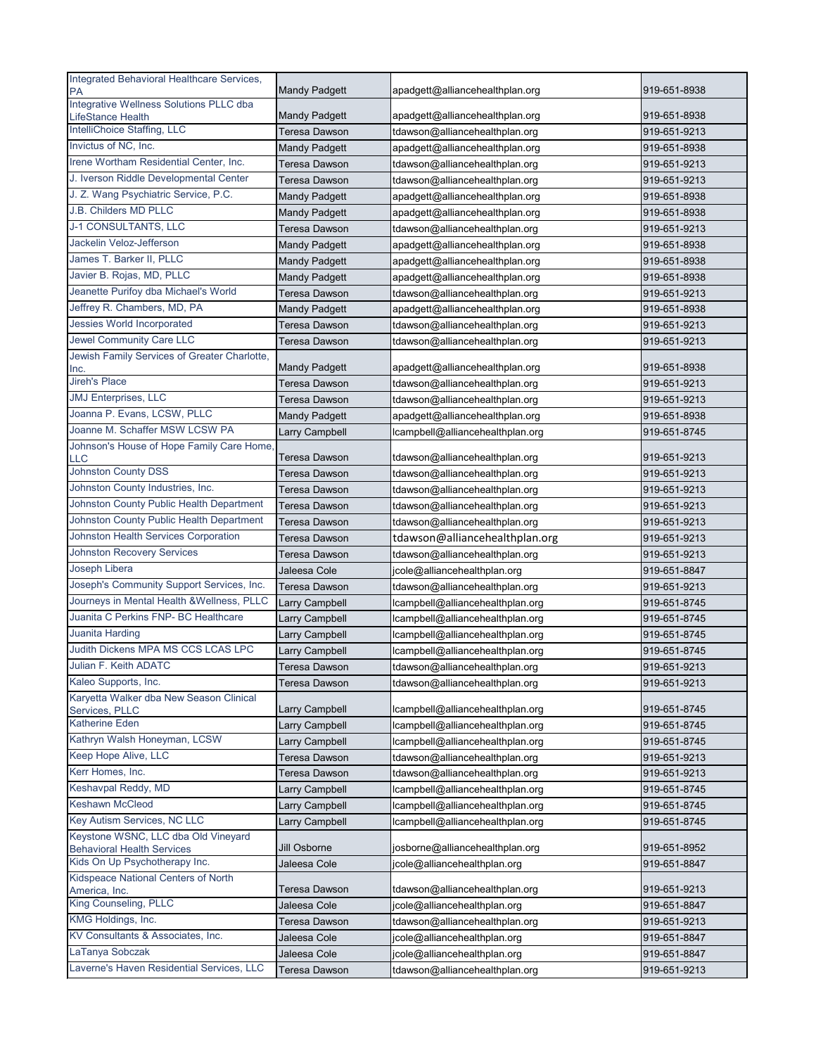| | | | |
|---|---|---|---|
| Integrated Behavioral Healthcare Services, PA | Mandy Padgett | apadgett@alliancehealthplan.org | 919-651-8938 |
| Integrative Wellness Solutions PLLC dba LifeStance Health | Mandy Padgett | apadgett@alliancehealthplan.org | 919-651-8938 |
| IntelliChoice Staffing, LLC | Teresa Dawson | tdawson@alliancehealthplan.org | 919-651-9213 |
| Invictus of NC, Inc. | Mandy Padgett | apadgett@alliancehealthplan.org | 919-651-8938 |
| Irene Wortham Residential Center, Inc. | Teresa Dawson | tdawson@alliancehealthplan.org | 919-651-9213 |
| J. Iverson Riddle Developmental Center | Teresa Dawson | tdawson@alliancehealthplan.org | 919-651-9213 |
| J. Z. Wang Psychiatric Service, P.C. | Mandy Padgett | apadgett@alliancehealthplan.org | 919-651-8938 |
| J.B. Childers MD PLLC | Mandy Padgett | apadgett@alliancehealthplan.org | 919-651-8938 |
| J-1 CONSULTANTS, LLC | Teresa Dawson | tdawson@alliancehealthplan.org | 919-651-9213 |
| Jackelin Veloz-Jefferson | Mandy Padgett | apadgett@alliancehealthplan.org | 919-651-8938 |
| James T. Barker II, PLLC | Mandy Padgett | apadgett@alliancehealthplan.org | 919-651-8938 |
| Javier B. Rojas, MD, PLLC | Mandy Padgett | apadgett@alliancehealthplan.org | 919-651-8938 |
| Jeanette Purifoy dba Michael's World | Teresa Dawson | tdawson@alliancehealthplan.org | 919-651-9213 |
| Jeffrey R. Chambers, MD, PA | Mandy Padgett | apadgett@alliancehealthplan.org | 919-651-8938 |
| Jessies World Incorporated | Teresa Dawson | tdawson@alliancehealthplan.org | 919-651-9213 |
| Jewel Community Care LLC | Teresa Dawson | tdawson@alliancehealthplan.org | 919-651-9213 |
| Jewish Family Services of Greater Charlotte, Inc. | Mandy Padgett | apadgett@alliancehealthplan.org | 919-651-8938 |
| Jireh's Place | Teresa Dawson | tdawson@alliancehealthplan.org | 919-651-9213 |
| JMJ Enterprises, LLC | Teresa Dawson | tdawson@alliancehealthplan.org | 919-651-9213 |
| Joanna P. Evans, LCSW, PLLC | Mandy Padgett | apadgett@alliancehealthplan.org | 919-651-8938 |
| Joanne M. Schaffer MSW LCSW PA | Larry Campbell | lcampbell@alliancehealthplan.org | 919-651-8745 |
| Johnson's House of Hope Family Care Home, LLC | Teresa Dawson | tdawson@alliancehealthplan.org | 919-651-9213 |
| Johnston County DSS | Teresa Dawson | tdawson@alliancehealthplan.org | 919-651-9213 |
| Johnston County Industries, Inc. | Teresa Dawson | tdawson@alliancehealthplan.org | 919-651-9213 |
| Johnston County Public Health Department | Teresa Dawson | tdawson@alliancehealthplan.org | 919-651-9213 |
| Johnston County Public Health Department | Teresa Dawson | tdawson@alliancehealthplan.org | 919-651-9213 |
| Johnston Health Services Corporation | Teresa Dawson | tdawson@alliancehealthplan.org | 919-651-9213 |
| Johnston Recovery Services | Teresa Dawson | tdawson@alliancehealthplan.org | 919-651-9213 |
| Joseph Libera | Jaleesa Cole | jcole@alliancehealthplan.org | 919-651-8847 |
| Joseph's Community Support Services, Inc. | Teresa Dawson | tdawson@alliancehealthplan.org | 919-651-9213 |
| Journeys in Mental Health &Wellness, PLLC | Larry Campbell | lcampbell@alliancehealthplan.org | 919-651-8745 |
| Juanita C Perkins FNP- BC Healthcare | Larry Campbell | lcampbell@alliancehealthplan.org | 919-651-8745 |
| Juanita Harding | Larry Campbell | lcampbell@alliancehealthplan.org | 919-651-8745 |
| Judith Dickens MPA MS CCS LCAS LPC | Larry Campbell | lcampbell@alliancehealthplan.org | 919-651-8745 |
| Julian F. Keith ADATC | Teresa Dawson | tdawson@alliancehealthplan.org | 919-651-9213 |
| Kaleo Supports, Inc. | Teresa Dawson | tdawson@alliancehealthplan.org | 919-651-9213 |
| Karyetta Walker dba New Season Clinical Services, PLLC | Larry Campbell | lcampbell@alliancehealthplan.org | 919-651-8745 |
| Katherine Eden | Larry Campbell | lcampbell@alliancehealthplan.org | 919-651-8745 |
| Kathryn Walsh Honeyman, LCSW | Larry Campbell | lcampbell@alliancehealthplan.org | 919-651-8745 |
| Keep Hope Alive, LLC | Teresa Dawson | tdawson@alliancehealthplan.org | 919-651-9213 |
| Kerr Homes, Inc. | Teresa Dawson | tdawson@alliancehealthplan.org | 919-651-9213 |
| Keshavpal Reddy, MD | Larry Campbell | lcampbell@alliancehealthplan.org | 919-651-8745 |
| Keshawn McCleod | Larry Campbell | lcampbell@alliancehealthplan.org | 919-651-8745 |
| Key Autism Services, NC LLC | Larry Campbell | lcampbell@alliancehealthplan.org | 919-651-8745 |
| Keystone WSNC, LLC dba Old Vineyard Behavioral Health Services | Jill Osborne | josborne@alliancehealthplan.org | 919-651-8952 |
| Kids On Up Psychotherapy Inc. | Jaleesa Cole | jcole@alliancehealthplan.org | 919-651-8847 |
| Kidspeace National Centers of North America, Inc. | Teresa Dawson | tdawson@alliancehealthplan.org | 919-651-9213 |
| King Counseling, PLLC | Jaleesa Cole | jcole@alliancehealthplan.org | 919-651-8847 |
| KMG Holdings, Inc. | Teresa Dawson | tdawson@alliancehealthplan.org | 919-651-9213 |
| KV Consultants & Associates, Inc. | Jaleesa Cole | jcole@alliancehealthplan.org | 919-651-8847 |
| LaTanya Sobczak | Jaleesa Cole | jcole@alliancehealthplan.org | 919-651-8847 |
| Laverne's Haven Residential Services, LLC | Teresa Dawson | tdawson@alliancehealthplan.org | 919-651-9213 |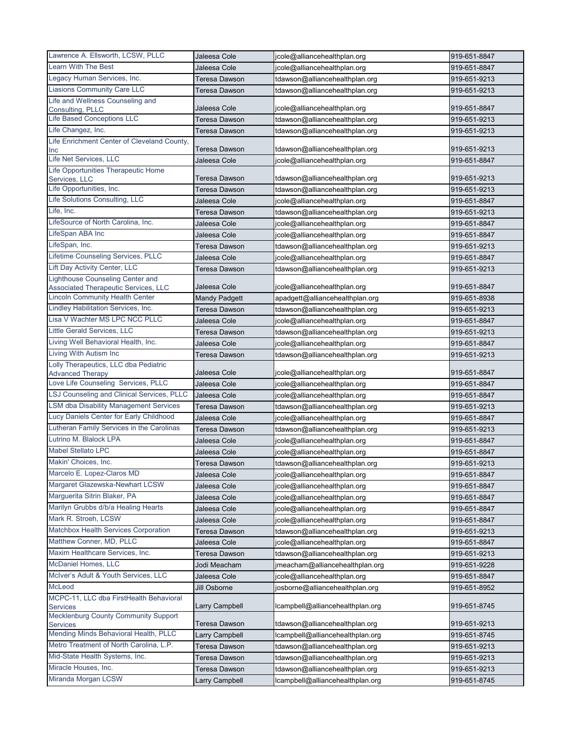| | | | |
|---|---|---|---|
| Lawrence A. Ellsworth, LCSW, PLLC | Jaleesa Cole | jcole@alliancehealthplan.org | 919-651-8847 |
| Learn With The Best | Jaleesa Cole | jcole@alliancehealthplan.org | 919-651-8847 |
| Legacy Human Services, Inc. | Teresa Dawson | tdawson@alliancehealthplan.org | 919-651-9213 |
| Liasions Community Care LLC | Teresa Dawson | tdawson@alliancehealthplan.org | 919-651-9213 |
| Life and Wellness Counseling and Consulting, PLLC | Jaleesa Cole | jcole@alliancehealthplan.org | 919-651-8847 |
| Life Based Conceptions LLC | Teresa Dawson | tdawson@alliancehealthplan.org | 919-651-9213 |
| Life Changez, Inc. | Teresa Dawson | tdawson@alliancehealthplan.org | 919-651-9213 |
| Life Enrichment Center of Cleveland County, Inc | Teresa Dawson | tdawson@alliancehealthplan.org | 919-651-9213 |
| Life Net Services, LLC | Jaleesa Cole | jcole@alliancehealthplan.org | 919-651-8847 |
| Life Opportunities Therapeutic Home Services, LLC | Teresa Dawson | tdawson@alliancehealthplan.org | 919-651-9213 |
| Life Opportunities, Inc. | Teresa Dawson | tdawson@alliancehealthplan.org | 919-651-9213 |
| Life Solutions Consulting, LLC | Jaleesa Cole | jcole@alliancehealthplan.org | 919-651-8847 |
| Life, Inc. | Teresa Dawson | tdawson@alliancehealthplan.org | 919-651-9213 |
| LifeSource of North Carolina, Inc. | Jaleesa Cole | jcole@alliancehealthplan.org | 919-651-8847 |
| LifeSpan ABA Inc | Jaleesa Cole | jcole@alliancehealthplan.org | 919-651-8847 |
| LifeSpan, Inc. | Teresa Dawson | tdawson@alliancehealthplan.org | 919-651-9213 |
| Lifetime Counseling Services, PLLC | Jaleesa Cole | jcole@alliancehealthplan.org | 919-651-8847 |
| Lift Day Activity Center, LLC | Teresa Dawson | tdawson@alliancehealthplan.org | 919-651-9213 |
| Lighthouse Counseling Center and Associated Therapeutic Services, LLC | Jaleesa Cole | jcole@alliancehealthplan.org | 919-651-8847 |
| Lincoln Community Health Center | Mandy Padgett | apadgett@alliancehealthplan.org | 919-651-8938 |
| Lindley Habilitation Services, Inc. | Teresa Dawson | tdawson@alliancehealthplan.org | 919-651-9213 |
| Lisa V Wachter MS LPC NCC PLLC | Jaleesa Cole | jcole@alliancehealthplan.org | 919-651-8847 |
| Little Gerald Services, LLC | Teresa Dawson | tdawson@alliancehealthplan.org | 919-651-9213 |
| Living Well Behavioral Health, Inc. | Jaleesa Cole | jcole@alliancehealthplan.org | 919-651-8847 |
| Living With Autism Inc | Teresa Dawson | tdawson@alliancehealthplan.org | 919-651-9213 |
| Lolly Therapeutics, LLC dba Pediatric Advanced Therapy | Jaleesa Cole | jcole@alliancehealthplan.org | 919-651-8847 |
| Love Life Counseling Services, PLLC | Jaleesa Cole | jcole@alliancehealthplan.org | 919-651-8847 |
| LSJ Counseling and Clinical Services, PLLC | Jaleesa Cole | jcole@alliancehealthplan.org | 919-651-8847 |
| LSM dba Disability Management Services | Teresa Dawson | tdawson@alliancehealthplan.org | 919-651-9213 |
| Lucy Daniels Center for Early Childhood | Jaleesa Cole | jcole@alliancehealthplan.org | 919-651-8847 |
| Lutheran Family Services in the Carolinas | Teresa Dawson | tdawson@alliancehealthplan.org | 919-651-9213 |
| Lutrino M. Blalock LPA | Jaleesa Cole | jcole@alliancehealthplan.org | 919-651-8847 |
| Mabel Stellato LPC | Jaleesa Cole | jcole@alliancehealthplan.org | 919-651-8847 |
| Makin' Choices, Inc. | Teresa Dawson | tdawson@alliancehealthplan.org | 919-651-9213 |
| Marcelo E. Lopez-Claros MD | Jaleesa Cole | jcole@alliancehealthplan.org | 919-651-8847 |
| Margaret Glazewska-Newhart LCSW | Jaleesa Cole | jcole@alliancehealthplan.org | 919-651-8847 |
| Marguerita Sitrin Blaker, PA | Jaleesa Cole | jcole@alliancehealthplan.org | 919-651-8847 |
| Marilyn Grubbs d/b/a Healing Hearts | Jaleesa Cole | jcole@alliancehealthplan.org | 919-651-8847 |
| Mark R. Stroeh, LCSW | Jaleesa Cole | jcole@alliancehealthplan.org | 919-651-8847 |
| Matchbox Health Services Corporation | Teresa Dawson | tdawson@alliancehealthplan.org | 919-651-9213 |
| Matthew Conner, MD, PLLC | Jaleesa Cole | jcole@alliancehealthplan.org | 919-651-8847 |
| Maxim Healthcare Services, Inc. | Teresa Dawson | tdawson@alliancehealthplan.org | 919-651-9213 |
| McDaniel Homes, LLC | Jodi Meacham | jmeacham@alliancehealthplan.org | 919-651-9228 |
| McIver's Adult & Youth Services, LLC | Jaleesa Cole | jcole@alliancehealthplan.org | 919-651-8847 |
| McLeod | Jill Osborne | josborne@alliancehealthplan.org | 919-651-8952 |
| MCPC-11, LLC dba FirstHealth Behavioral Services | Larry Campbell | lcampbell@alliancehealthplan.org | 919-651-8745 |
| Mecklenburg County Community Support Services | Teresa Dawson | tdawson@alliancehealthplan.org | 919-651-9213 |
| Mending Minds Behavioral Health, PLLC | Larry Campbell | lcampbell@alliancehealthplan.org | 919-651-8745 |
| Metro Treatment of North Carolina, L.P. | Teresa Dawson | tdawson@alliancehealthplan.org | 919-651-9213 |
| Mid-State Health Systems, Inc. | Teresa Dawson | tdawson@alliancehealthplan.org | 919-651-9213 |
| Miracle Houses, Inc. | Teresa Dawson | tdawson@alliancehealthplan.org | 919-651-9213 |
| Miranda Morgan LCSW | Larry Campbell | lcampbell@alliancehealthplan.org | 919-651-8745 |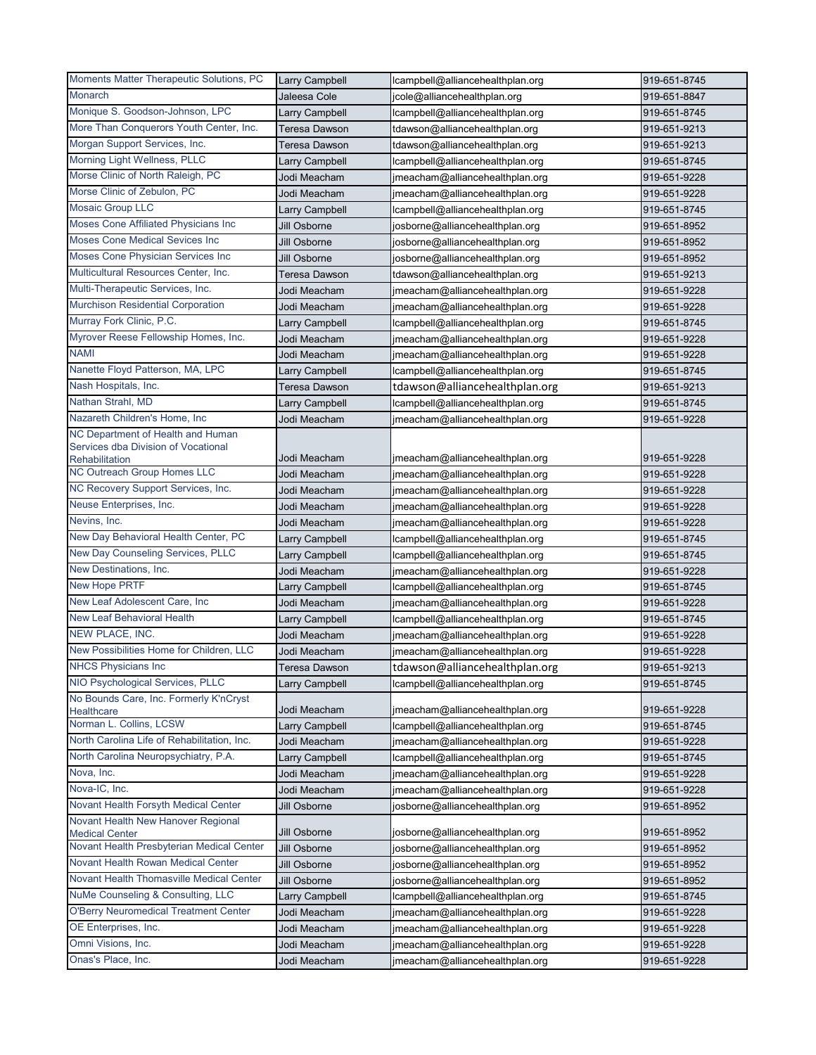| Moments Matter Therapeutic Solutions, PC | Larry Campbell | lcampbell@alliancehealthplan.org | 919-651-8745 |
|---|---|---|---|
| Monarch | Jaleesa Cole | jcole@alliancehealthplan.org | 919-651-8847 |
| Monique S. Goodson-Johnson, LPC | Larry Campbell | lcampbell@alliancehealthplan.org | 919-651-8745 |
| More Than Conquerors Youth Center, Inc. | Teresa Dawson | tdawson@alliancehealthplan.org | 919-651-9213 |
| Morgan Support Services, Inc. | Teresa Dawson | tdawson@alliancehealthplan.org | 919-651-9213 |
| Morning Light Wellness, PLLC | Larry Campbell | lcampbell@alliancehealthplan.org | 919-651-8745 |
| Morse Clinic of North Raleigh, PC | Jodi Meacham | jmeacham@alliancehealthplan.org | 919-651-9228 |
| Morse Clinic of Zebulon, PC | Jodi Meacham | jmeacham@alliancehealthplan.org | 919-651-9228 |
| Mosaic Group LLC | Larry Campbell | lcampbell@alliancehealthplan.org | 919-651-8745 |
| Moses Cone Affiliated Physicians Inc | Jill Osborne | josborne@alliancehealthplan.org | 919-651-8952 |
| Moses Cone Medical Sevices Inc | Jill Osborne | josborne@alliancehealthplan.org | 919-651-8952 |
| Moses Cone Physician Services Inc | Jill Osborne | josborne@alliancehealthplan.org | 919-651-8952 |
| Multicultural Resources Center, Inc. | Teresa Dawson | tdawson@alliancehealthplan.org | 919-651-9213 |
| Multi-Therapeutic Services, Inc. | Jodi Meacham | jmeacham@alliancehealthplan.org | 919-651-9228 |
| Murchison Residential Corporation | Jodi Meacham | jmeacham@alliancehealthplan.org | 919-651-9228 |
| Murray Fork Clinic, P.C. | Larry Campbell | lcampbell@alliancehealthplan.org | 919-651-8745 |
| Myrover Reese Fellowship Homes, Inc. | Jodi Meacham | jmeacham@alliancehealthplan.org | 919-651-9228 |
| NAMI | Jodi Meacham | jmeacham@alliancehealthplan.org | 919-651-9228 |
| Nanette Floyd Patterson, MA, LPC | Larry Campbell | lcampbell@alliancehealthplan.org | 919-651-8745 |
| Nash Hospitals, Inc. | Teresa Dawson | tdawson@alliancehealthplan.org | 919-651-9213 |
| Nathan Strahl, MD | Larry Campbell | lcampbell@alliancehealthplan.org | 919-651-8745 |
| Nazareth Children's Home, Inc | Jodi Meacham | jmeacham@alliancehealthplan.org | 919-651-9228 |
| NC Department of Health and Human Services dba Division of Vocational Rehabilitation | Jodi Meacham | jmeacham@alliancehealthplan.org | 919-651-9228 |
| NC Outreach Group Homes LLC | Jodi Meacham | jmeacham@alliancehealthplan.org | 919-651-9228 |
| NC Recovery Support Services, Inc. | Jodi Meacham | jmeacham@alliancehealthplan.org | 919-651-9228 |
| Neuse Enterprises, Inc. | Jodi Meacham | jmeacham@alliancehealthplan.org | 919-651-9228 |
| Nevins, Inc. | Jodi Meacham | jmeacham@alliancehealthplan.org | 919-651-9228 |
| New Day Behavioral Health Center, PC | Larry Campbell | lcampbell@alliancehealthplan.org | 919-651-8745 |
| New Day Counseling Services, PLLC | Larry Campbell | lcampbell@alliancehealthplan.org | 919-651-8745 |
| New Destinations, Inc. | Jodi Meacham | jmeacham@alliancehealthplan.org | 919-651-9228 |
| New Hope PRTF | Larry Campbell | lcampbell@alliancehealthplan.org | 919-651-8745 |
| New Leaf Adolescent Care, Inc | Jodi Meacham | jmeacham@alliancehealthplan.org | 919-651-9228 |
| New Leaf Behavioral Health | Larry Campbell | lcampbell@alliancehealthplan.org | 919-651-8745 |
| NEW PLACE, INC. | Jodi Meacham | jmeacham@alliancehealthplan.org | 919-651-9228 |
| New Possibilities Home for Children, LLC | Jodi Meacham | jmeacham@alliancehealthplan.org | 919-651-9228 |
| NHCS Physicians Inc | Teresa Dawson | tdawson@alliancehealthplan.org | 919-651-9213 |
| NIO Psychological Services, PLLC | Larry Campbell | lcampbell@alliancehealthplan.org | 919-651-8745 |
| No Bounds Care, Inc. Formerly K'nCryst Healthcare | Jodi Meacham | jmeacham@alliancehealthplan.org | 919-651-9228 |
| Norman L. Collins, LCSW | Larry Campbell | lcampbell@alliancehealthplan.org | 919-651-8745 |
| North Carolina Life of Rehabilitation, Inc. | Jodi Meacham | jmeacham@alliancehealthplan.org | 919-651-9228 |
| North Carolina Neuropsychiatry, P.A. | Larry Campbell | lcampbell@alliancehealthplan.org | 919-651-8745 |
| Nova, Inc. | Jodi Meacham | jmeacham@alliancehealthplan.org | 919-651-9228 |
| Nova-IC, Inc. | Jodi Meacham | jmeacham@alliancehealthplan.org | 919-651-9228 |
| Novant Health Forsyth Medical Center | Jill Osborne | josborne@alliancehealthplan.org | 919-651-8952 |
| Novant Health New Hanover Regional Medical Center | Jill Osborne | josborne@alliancehealthplan.org | 919-651-8952 |
| Novant Health Presbyterian Medical Center | Jill Osborne | josborne@alliancehealthplan.org | 919-651-8952 |
| Novant Health Rowan Medical Center | Jill Osborne | josborne@alliancehealthplan.org | 919-651-8952 |
| Novant Health Thomasville Medical Center | Jill Osborne | josborne@alliancehealthplan.org | 919-651-8952 |
| NuMe Counseling & Consulting, LLC | Larry Campbell | lcampbell@alliancehealthplan.org | 919-651-8745 |
| O'Berry Neuromedical Treatment Center | Jodi Meacham | jmeacham@alliancehealthplan.org | 919-651-9228 |
| OE Enterprises, Inc. | Jodi Meacham | jmeacham@alliancehealthplan.org | 919-651-9228 |
| Omni Visions, Inc. | Jodi Meacham | jmeacham@alliancehealthplan.org | 919-651-9228 |
| Onas's Place, Inc. | Jodi Meacham | jmeacham@alliancehealthplan.org | 919-651-9228 |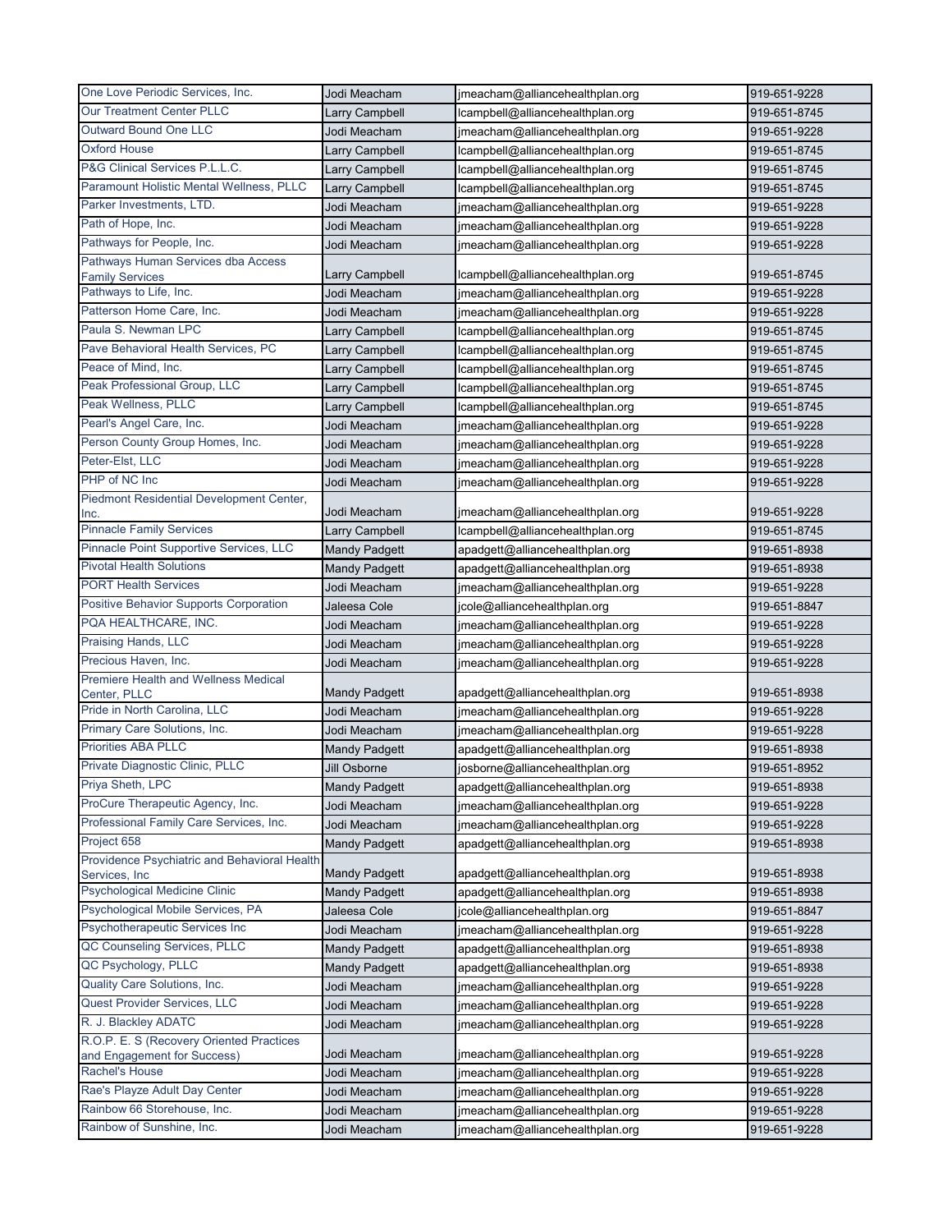| | | | |
|---|---|---|---|
| One Love Periodic Services, Inc. | Jodi Meacham | jmeacham@alliancehealthplan.org | 919-651-9228 |
| Our Treatment Center PLLC | Larry Campbell | lcampbell@alliancehealthplan.org | 919-651-8745 |
| Outward Bound One LLC | Jodi Meacham | jmeacham@alliancehealthplan.org | 919-651-9228 |
| Oxford House | Larry Campbell | lcampbell@alliancehealthplan.org | 919-651-8745 |
| P&G Clinical Services P.L.L.C. | Larry Campbell | lcampbell@alliancehealthplan.org | 919-651-8745 |
| Paramount Holistic Mental Wellness, PLLC | Larry Campbell | lcampbell@alliancehealthplan.org | 919-651-8745 |
| Parker Investments, LTD. | Jodi Meacham | jmeacham@alliancehealthplan.org | 919-651-9228 |
| Path of Hope, Inc. | Jodi Meacham | jmeacham@alliancehealthplan.org | 919-651-9228 |
| Pathways for People, Inc. | Jodi Meacham | jmeacham@alliancehealthplan.org | 919-651-9228 |
| Pathways Human Services dba Access Family Services | Larry Campbell | lcampbell@alliancehealthplan.org | 919-651-8745 |
| Pathways to Life, Inc. | Jodi Meacham | jmeacham@alliancehealthplan.org | 919-651-9228 |
| Patterson Home Care, Inc. | Jodi Meacham | jmeacham@alliancehealthplan.org | 919-651-9228 |
| Paula S. Newman LPC | Larry Campbell | lcampbell@alliancehealthplan.org | 919-651-8745 |
| Pave Behavioral Health Services, PC | Larry Campbell | lcampbell@alliancehealthplan.org | 919-651-8745 |
| Peace of Mind, Inc. | Larry Campbell | lcampbell@alliancehealthplan.org | 919-651-8745 |
| Peak Professional Group, LLC | Larry Campbell | lcampbell@alliancehealthplan.org | 919-651-8745 |
| Peak Wellness, PLLC | Larry Campbell | lcampbell@alliancehealthplan.org | 919-651-8745 |
| Pearl's Angel Care, Inc. | Jodi Meacham | jmeacham@alliancehealthplan.org | 919-651-9228 |
| Person County Group Homes, Inc. | Jodi Meacham | jmeacham@alliancehealthplan.org | 919-651-9228 |
| Peter-Elst, LLC | Jodi Meacham | jmeacham@alliancehealthplan.org | 919-651-9228 |
| PHP of NC Inc | Jodi Meacham | jmeacham@alliancehealthplan.org | 919-651-9228 |
| Piedmont Residential Development Center, Inc. | Jodi Meacham | jmeacham@alliancehealthplan.org | 919-651-9228 |
| Pinnacle Family Services | Larry Campbell | lcampbell@alliancehealthplan.org | 919-651-8745 |
| Pinnacle Point Supportive Services, LLC | Mandy Padgett | apadgett@alliancehealthplan.org | 919-651-8938 |
| Pivotal Health Solutions | Mandy Padgett | apadgett@alliancehealthplan.org | 919-651-8938 |
| PORT Health Services | Jodi Meacham | jmeacham@alliancehealthplan.org | 919-651-9228 |
| Positive Behavior Supports Corporation | Jaleesa Cole | jcole@alliancehealthplan.org | 919-651-8847 |
| PQA HEALTHCARE, INC. | Jodi Meacham | jmeacham@alliancehealthplan.org | 919-651-9228 |
| Praising Hands, LLC | Jodi Meacham | jmeacham@alliancehealthplan.org | 919-651-9228 |
| Precious Haven, Inc. | Jodi Meacham | jmeacham@alliancehealthplan.org | 919-651-9228 |
| Premiere Health and Wellness Medical Center, PLLC | Mandy Padgett | apadgett@alliancehealthplan.org | 919-651-8938 |
| Pride in North Carolina, LLC | Jodi Meacham | jmeacham@alliancehealthplan.org | 919-651-9228 |
| Primary Care Solutions, Inc. | Jodi Meacham | jmeacham@alliancehealthplan.org | 919-651-9228 |
| Priorities ABA PLLC | Mandy Padgett | apadgett@alliancehealthplan.org | 919-651-8938 |
| Private Diagnostic Clinic, PLLC | Jill Osborne | josborne@alliancehealthplan.org | 919-651-8952 |
| Priya Sheth, LPC | Mandy Padgett | apadgett@alliancehealthplan.org | 919-651-8938 |
| ProCure Therapeutic Agency, Inc. | Jodi Meacham | jmeacham@alliancehealthplan.org | 919-651-9228 |
| Professional Family Care Services, Inc. | Jodi Meacham | jmeacham@alliancehealthplan.org | 919-651-9228 |
| Project 658 | Mandy Padgett | apadgett@alliancehealthplan.org | 919-651-8938 |
| Providence Psychiatric and Behavioral Health Services, Inc | Mandy Padgett | apadgett@alliancehealthplan.org | 919-651-8938 |
| Psychological Medicine Clinic | Mandy Padgett | apadgett@alliancehealthplan.org | 919-651-8938 |
| Psychological Mobile Services, PA | Jaleesa Cole | jcole@alliancehealthplan.org | 919-651-8847 |
| Psychotherapeutic Services Inc | Jodi Meacham | jmeacham@alliancehealthplan.org | 919-651-9228 |
| QC Counseling Services, PLLC | Mandy Padgett | apadgett@alliancehealthplan.org | 919-651-8938 |
| QC Psychology, PLLC | Mandy Padgett | apadgett@alliancehealthplan.org | 919-651-8938 |
| Quality Care Solutions, Inc. | Jodi Meacham | jmeacham@alliancehealthplan.org | 919-651-9228 |
| Quest Provider Services, LLC | Jodi Meacham | jmeacham@alliancehealthplan.org | 919-651-9228 |
| R. J. Blackley ADATC | Jodi Meacham | jmeacham@alliancehealthplan.org | 919-651-9228 |
| R.O.P. E. S (Recovery Oriented Practices and Engagement for Success) | Jodi Meacham | jmeacham@alliancehealthplan.org | 919-651-9228 |
| Rachel's House | Jodi Meacham | jmeacham@alliancehealthplan.org | 919-651-9228 |
| Rae's Playze Adult Day Center | Jodi Meacham | jmeacham@alliancehealthplan.org | 919-651-9228 |
| Rainbow 66 Storehouse, Inc. | Jodi Meacham | jmeacham@alliancehealthplan.org | 919-651-9228 |
| Rainbow of Sunshine, Inc. | Jodi Meacham | jmeacham@alliancehealthplan.org | 919-651-9228 |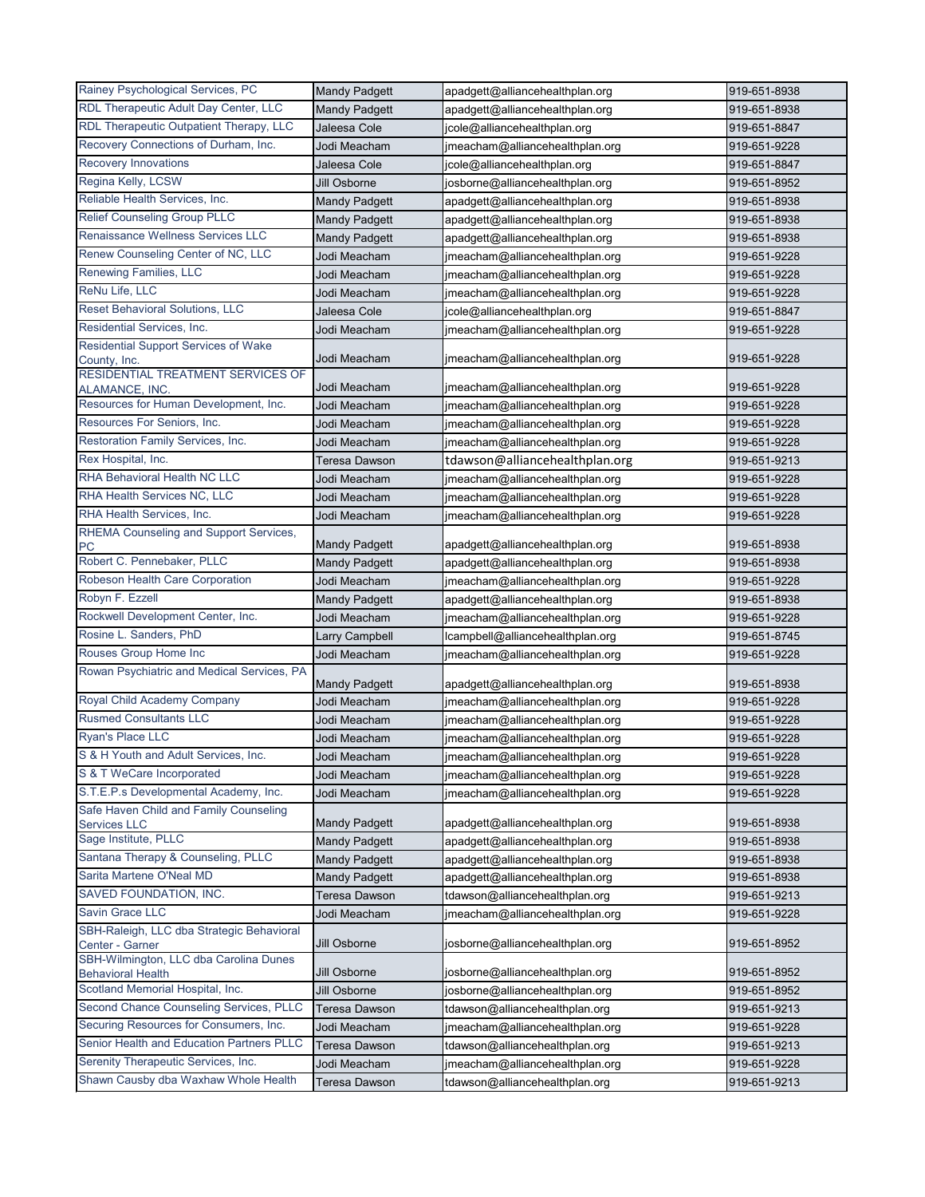| Rainey Psychological Services, PC | Mandy Padgett | apadgett@alliancehealthplan.org | 919-651-8938 |
|---|---|---|---|
| RDL Therapeutic Adult Day Center, LLC | Mandy Padgett | apadgett@alliancehealthplan.org | 919-651-8938 |
| RDL Therapeutic Outpatient Therapy, LLC | Jaleesa Cole | jcole@alliancehealthplan.org | 919-651-8847 |
| Recovery Connections of Durham, Inc. | Jodi Meacham | jmeacham@alliancehealthplan.org | 919-651-9228 |
| Recovery Innovations | Jaleesa Cole | jcole@alliancehealthplan.org | 919-651-8847 |
| Regina Kelly, LCSW | Jill Osborne | josborne@alliancehealthplan.org | 919-651-8952 |
| Reliable Health Services, Inc. | Mandy Padgett | apadgett@alliancehealthplan.org | 919-651-8938 |
| Relief Counseling Group PLLC | Mandy Padgett | apadgett@alliancehealthplan.org | 919-651-8938 |
| Renaissance Wellness Services LLC | Mandy Padgett | apadgett@alliancehealthplan.org | 919-651-8938 |
| Renew Counseling Center of NC, LLC | Jodi Meacham | jmeacham@alliancehealthplan.org | 919-651-9228 |
| Renewing Families, LLC | Jodi Meacham | jmeacham@alliancehealthplan.org | 919-651-9228 |
| ReNu Life, LLC | Jodi Meacham | jmeacham@alliancehealthplan.org | 919-651-9228 |
| Reset Behavioral Solutions, LLC | Jaleesa Cole | jcole@alliancehealthplan.org | 919-651-8847 |
| Residential Services, Inc. | Jodi Meacham | jmeacham@alliancehealthplan.org | 919-651-9228 |
| Residential Support Services of Wake County, Inc. | Jodi Meacham | jmeacham@alliancehealthplan.org | 919-651-9228 |
| RESIDENTIAL TREATMENT SERVICES OF ALAMANCE, INC. | Jodi Meacham | jmeacham@alliancehealthplan.org | 919-651-9228 |
| Resources for Human Development, Inc. | Jodi Meacham | jmeacham@alliancehealthplan.org | 919-651-9228 |
| Resources For Seniors, Inc. | Jodi Meacham | jmeacham@alliancehealthplan.org | 919-651-9228 |
| Restoration Family Services, Inc. | Jodi Meacham | jmeacham@alliancehealthplan.org | 919-651-9228 |
| Rex Hospital, Inc. | Teresa Dawson | tdawson@alliancehealthplan.org | 919-651-9213 |
| RHA Behavioral Health NC LLC | Jodi Meacham | jmeacham@alliancehealthplan.org | 919-651-9228 |
| RHA Health Services NC, LLC | Jodi Meacham | jmeacham@alliancehealthplan.org | 919-651-9228 |
| RHA Health Services, Inc. | Jodi Meacham | jmeacham@alliancehealthplan.org | 919-651-9228 |
| RHEMA Counseling and Support Services, PC | Mandy Padgett | apadgett@alliancehealthplan.org | 919-651-8938 |
| Robert C. Pennebaker, PLLC | Mandy Padgett | apadgett@alliancehealthplan.org | 919-651-8938 |
| Robeson Health Care Corporation | Jodi Meacham | jmeacham@alliancehealthplan.org | 919-651-9228 |
| Robyn F. Ezzell | Mandy Padgett | apadgett@alliancehealthplan.org | 919-651-8938 |
| Rockwell Development Center, Inc. | Jodi Meacham | jmeacham@alliancehealthplan.org | 919-651-9228 |
| Rosine L. Sanders, PhD | Larry Campbell | lcampbell@alliancehealthplan.org | 919-651-8745 |
| Rouses Group Home Inc | Jodi Meacham | jmeacham@alliancehealthplan.org | 919-651-9228 |
| Rowan Psychiatric and Medical Services, PA | Mandy Padgett | apadgett@alliancehealthplan.org | 919-651-8938 |
| Royal Child Academy Company | Jodi Meacham | jmeacham@alliancehealthplan.org | 919-651-9228 |
| Rusmed Consultants LLC | Jodi Meacham | jmeacham@alliancehealthplan.org | 919-651-9228 |
| Ryan's Place LLC | Jodi Meacham | jmeacham@alliancehealthplan.org | 919-651-9228 |
| S & H Youth and Adult Services, Inc. | Jodi Meacham | jmeacham@alliancehealthplan.org | 919-651-9228 |
| S & T WeCare Incorporated | Jodi Meacham | jmeacham@alliancehealthplan.org | 919-651-9228 |
| S.T.E.P.s Developmental Academy, Inc. | Jodi Meacham | jmeacham@alliancehealthplan.org | 919-651-9228 |
| Safe Haven Child and Family Counseling Services LLC | Mandy Padgett | apadgett@alliancehealthplan.org | 919-651-8938 |
| Sage Institute, PLLC | Mandy Padgett | apadgett@alliancehealthplan.org | 919-651-8938 |
| Santana Therapy & Counseling, PLLC | Mandy Padgett | apadgett@alliancehealthplan.org | 919-651-8938 |
| Sarita Martene O'Neal MD | Mandy Padgett | apadgett@alliancehealthplan.org | 919-651-8938 |
| SAVED FOUNDATION, INC. | Teresa Dawson | tdawson@alliancehealthplan.org | 919-651-9213 |
| Savin Grace LLC | Jodi Meacham | jmeacham@alliancehealthplan.org | 919-651-9228 |
| SBH-Raleigh, LLC dba Strategic Behavioral Center - Garner | Jill Osborne | josborne@alliancehealthplan.org | 919-651-8952 |
| SBH-Wilmington, LLC dba Carolina Dunes Behavioral Health | Jill Osborne | josborne@alliancehealthplan.org | 919-651-8952 |
| Scotland Memorial Hospital, Inc. | Jill Osborne | josborne@alliancehealthplan.org | 919-651-8952 |
| Second Chance Counseling Services, PLLC | Teresa Dawson | tdawson@alliancehealthplan.org | 919-651-9213 |
| Securing Resources for Consumers, Inc. | Jodi Meacham | jmeacham@alliancehealthplan.org | 919-651-9228 |
| Senior Health and Education Partners PLLC | Teresa Dawson | tdawson@alliancehealthplan.org | 919-651-9213 |
| Serenity Therapeutic Services, Inc. | Jodi Meacham | jmeacham@alliancehealthplan.org | 919-651-9228 |
| Shawn Causby dba Waxhaw Whole Health | Teresa Dawson | tdawson@alliancehealthplan.org | 919-651-9213 |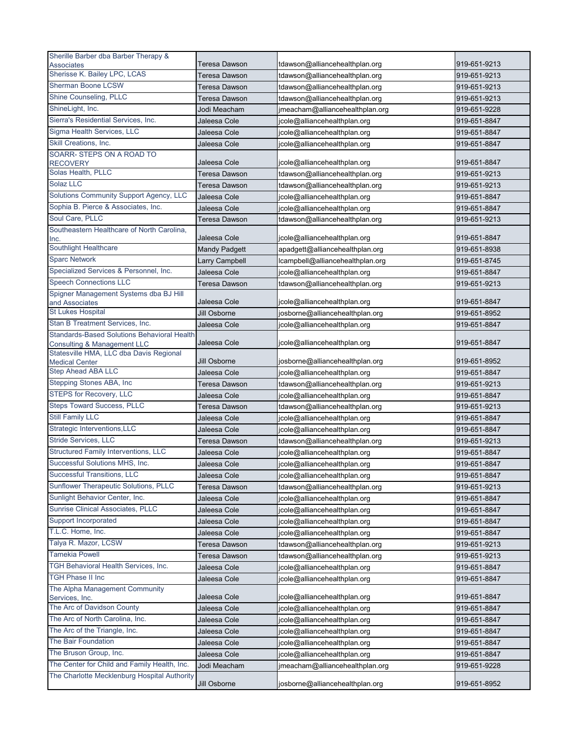| | | | |
|---|---|---|---|
| Sherille Barber dba Barber Therapy & Associates | Teresa Dawson | tdawson@alliancehealthplan.org | 919-651-9213 |
| Sherisse K. Bailey LPC, LCAS | Teresa Dawson | tdawson@alliancehealthplan.org | 919-651-9213 |
| Sherman Boone LCSW | Teresa Dawson | tdawson@alliancehealthplan.org | 919-651-9213 |
| Shine Counseling, PLLC | Teresa Dawson | tdawson@alliancehealthplan.org | 919-651-9213 |
| ShineLight, Inc. | Jodi Meacham | jmeacham@alliancehealthplan.org | 919-651-9228 |
| Sierra's Residential Services, Inc. | Jaleesa Cole | jcole@alliancehealthplan.org | 919-651-8847 |
| Sigma Health Services, LLC | Jaleesa Cole | jcole@alliancehealthplan.org | 919-651-8847 |
| Skill Creations, Inc. | Jaleesa Cole | jcole@alliancehealthplan.org | 919-651-8847 |
| SOARR- STEPS ON A ROAD TO RECOVERY | Jaleesa Cole | jcole@alliancehealthplan.org | 919-651-8847 |
| Solas Health, PLLC | Teresa Dawson | tdawson@alliancehealthplan.org | 919-651-9213 |
| Solaz LLC | Teresa Dawson | tdawson@alliancehealthplan.org | 919-651-9213 |
| Solutions Community Support Agency, LLC | Jaleesa Cole | jcole@alliancehealthplan.org | 919-651-8847 |
| Sophia B. Pierce & Associates, Inc. | Jaleesa Cole | jcole@alliancehealthplan.org | 919-651-8847 |
| Soul Care, PLLC | Teresa Dawson | tdawson@alliancehealthplan.org | 919-651-9213 |
| Southeastern Healthcare of North Carolina, Inc. | Jaleesa Cole | jcole@alliancehealthplan.org | 919-651-8847 |
| Southlight Healthcare | Mandy Padgett | apadgett@alliancehealthplan.org | 919-651-8938 |
| Sparc Network | Larry Campbell | lcampbell@alliancehealthplan.org | 919-651-8745 |
| Specialized Services & Personnel, Inc. | Jaleesa Cole | jcole@alliancehealthplan.org | 919-651-8847 |
| Speech Connections LLC | Teresa Dawson | tdawson@alliancehealthplan.org | 919-651-9213 |
| Spigner Management Systems dba BJ Hill and Associates | Jaleesa Cole | jcole@alliancehealthplan.org | 919-651-8847 |
| St Lukes Hospital | Jill Osborne | josborne@alliancehealthplan.org | 919-651-8952 |
| Stan B Treatment Services, Inc. | Jaleesa Cole | jcole@alliancehealthplan.org | 919-651-8847 |
| Standards-Based Solutions Behavioral Health Consulting & Management LLC | Jaleesa Cole | jcole@alliancehealthplan.org | 919-651-8847 |
| Statesville HMA, LLC dba Davis Regional Medical Center | Jill Osborne | josborne@alliancehealthplan.org | 919-651-8952 |
| Step Ahead ABA LLC | Jaleesa Cole | jcole@alliancehealthplan.org | 919-651-8847 |
| Stepping Stones ABA, Inc | Teresa Dawson | tdawson@alliancehealthplan.org | 919-651-9213 |
| STEPS for Recovery, LLC | Jaleesa Cole | jcole@alliancehealthplan.org | 919-651-8847 |
| Steps Toward Success, PLLC | Teresa Dawson | tdawson@alliancehealthplan.org | 919-651-9213 |
| Still Family LLC | Jaleesa Cole | jcole@alliancehealthplan.org | 919-651-8847 |
| Strategic Interventions,LLC | Jaleesa Cole | jcole@alliancehealthplan.org | 919-651-8847 |
| Stride Services, LLC | Teresa Dawson | tdawson@alliancehealthplan.org | 919-651-9213 |
| Structured Family Interventions, LLC | Jaleesa Cole | jcole@alliancehealthplan.org | 919-651-8847 |
| Successful Solutions MHS, Inc. | Jaleesa Cole | jcole@alliancehealthplan.org | 919-651-8847 |
| Successful Transitions, LLC | Jaleesa Cole | jcole@alliancehealthplan.org | 919-651-8847 |
| Sunflower Therapeutic Solutions, PLLC | Teresa Dawson | tdawson@alliancehealthplan.org | 919-651-9213 |
| Sunlight Behavior Center, Inc. | Jaleesa Cole | jcole@alliancehealthplan.org | 919-651-8847 |
| Sunrise Clinical Associates, PLLC | Jaleesa Cole | jcole@alliancehealthplan.org | 919-651-8847 |
| Support Incorporated | Jaleesa Cole | jcole@alliancehealthplan.org | 919-651-8847 |
| T.L.C. Home, Inc. | Jaleesa Cole | jcole@alliancehealthplan.org | 919-651-8847 |
| Talya R. Mazor, LCSW | Teresa Dawson | tdawson@alliancehealthplan.org | 919-651-9213 |
| Tamekia Powell | Teresa Dawson | tdawson@alliancehealthplan.org | 919-651-9213 |
| TGH Behavioral Health Services, Inc. | Jaleesa Cole | jcole@alliancehealthplan.org | 919-651-8847 |
| TGH Phase II Inc | Jaleesa Cole | jcole@alliancehealthplan.org | 919-651-8847 |
| The Alpha Management Community Services, Inc. | Jaleesa Cole | jcole@alliancehealthplan.org | 919-651-8847 |
| The Arc of Davidson County | Jaleesa Cole | jcole@alliancehealthplan.org | 919-651-8847 |
| The Arc of North Carolina, Inc. | Jaleesa Cole | jcole@alliancehealthplan.org | 919-651-8847 |
| The Arc of the Triangle, Inc. | Jaleesa Cole | jcole@alliancehealthplan.org | 919-651-8847 |
| The Bair Foundation | Jaleesa Cole | jcole@alliancehealthplan.org | 919-651-8847 |
| The Bruson Group, Inc. | Jaleesa Cole | jcole@alliancehealthplan.org | 919-651-8847 |
| The Center for Child and Family Health, Inc. | Jodi Meacham | jmeacham@alliancehealthplan.org | 919-651-9228 |
| The Charlotte Mecklenburg Hospital Authority | Jill Osborne | josborne@alliancehealthplan.org | 919-651-8952 |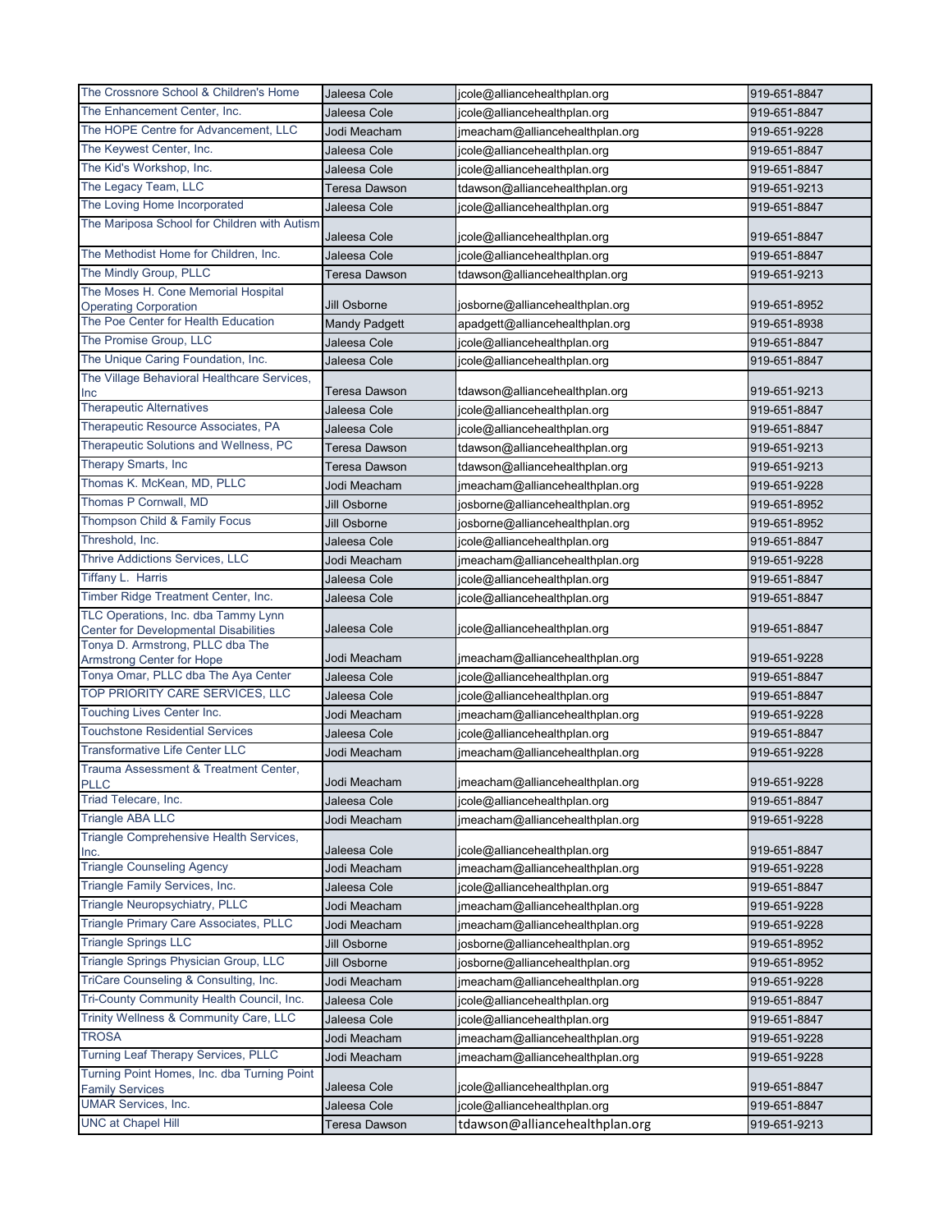| | | | |
|---|---|---|---|
| The Crossnore School & Children's Home | Jaleesa Cole | jcole@alliancehealthplan.org | 919-651-8847 |
| The Enhancement Center, Inc. | Jaleesa Cole | jcole@alliancehealthplan.org | 919-651-8847 |
| The HOPE Centre for Advancement, LLC | Jodi Meacham | jmeacham@alliancehealthplan.org | 919-651-9228 |
| The Keywest Center, Inc. | Jaleesa Cole | jcole@alliancehealthplan.org | 919-651-8847 |
| The Kid's Workshop, Inc. | Jaleesa Cole | jcole@alliancehealthplan.org | 919-651-8847 |
| The Legacy Team, LLC | Teresa Dawson | tdawson@alliancehealthplan.org | 919-651-9213 |
| The Loving Home Incorporated | Jaleesa Cole | jcole@alliancehealthplan.org | 919-651-8847 |
| The Mariposa School for Children with Autism | Jaleesa Cole | jcole@alliancehealthplan.org | 919-651-8847 |
| The Methodist Home for Children, Inc. | Jaleesa Cole | jcole@alliancehealthplan.org | 919-651-8847 |
| The Mindly Group, PLLC | Teresa Dawson | tdawson@alliancehealthplan.org | 919-651-9213 |
| The Moses H. Cone Memorial Hospital Operating Corporation | Jill Osborne | josborne@alliancehealthplan.org | 919-651-8952 |
| The Poe Center for Health Education | Mandy Padgett | apadgett@alliancehealthplan.org | 919-651-8938 |
| The Promise Group, LLC | Jaleesa Cole | jcole@alliancehealthplan.org | 919-651-8847 |
| The Unique Caring Foundation, Inc. | Jaleesa Cole | jcole@alliancehealthplan.org | 919-651-8847 |
| The Village Behavioral Healthcare Services, Inc | Teresa Dawson | tdawson@alliancehealthplan.org | 919-651-9213 |
| Therapeutic Alternatives | Jaleesa Cole | jcole@alliancehealthplan.org | 919-651-8847 |
| Therapeutic Resource Associates, PA | Jaleesa Cole | jcole@alliancehealthplan.org | 919-651-8847 |
| Therapeutic Solutions and Wellness, PC | Teresa Dawson | tdawson@alliancehealthplan.org | 919-651-9213 |
| Therapy Smarts, Inc | Teresa Dawson | tdawson@alliancehealthplan.org | 919-651-9213 |
| Thomas K. McKean, MD, PLLC | Jodi Meacham | jmeacham@alliancehealthplan.org | 919-651-9228 |
| Thomas P Cornwall, MD | Jill Osborne | josborne@alliancehealthplan.org | 919-651-8952 |
| Thompson Child & Family Focus | Jill Osborne | josborne@alliancehealthplan.org | 919-651-8952 |
| Threshold, Inc. | Jaleesa Cole | jcole@alliancehealthplan.org | 919-651-8847 |
| Thrive Addictions Services, LLC | Jodi Meacham | jmeacham@alliancehealthplan.org | 919-651-9228 |
| Tiffany L. Harris | Jaleesa Cole | jcole@alliancehealthplan.org | 919-651-8847 |
| Timber Ridge Treatment Center, Inc. | Jaleesa Cole | jcole@alliancehealthplan.org | 919-651-8847 |
| TLC Operations, Inc. dba Tammy Lynn Center for Developmental Disabilities | Jaleesa Cole | jcole@alliancehealthplan.org | 919-651-8847 |
| Tonya D. Armstrong, PLLC dba The Armstrong Center for Hope | Jodi Meacham | jmeacham@alliancehealthplan.org | 919-651-9228 |
| Tonya Omar, PLLC dba The Aya Center | Jaleesa Cole | jcole@alliancehealthplan.org | 919-651-8847 |
| TOP PRIORITY CARE SERVICES, LLC | Jaleesa Cole | jcole@alliancehealthplan.org | 919-651-8847 |
| Touching Lives Center Inc. | Jodi Meacham | jmeacham@alliancehealthplan.org | 919-651-9228 |
| Touchstone Residential Services | Jaleesa Cole | jcole@alliancehealthplan.org | 919-651-8847 |
| Transformative Life Center LLC | Jodi Meacham | jmeacham@alliancehealthplan.org | 919-651-9228 |
| Trauma Assessment & Treatment Center, PLLC | Jodi Meacham | jmeacham@alliancehealthplan.org | 919-651-9228 |
| Triad Telecare, Inc. | Jaleesa Cole | jcole@alliancehealthplan.org | 919-651-8847 |
| Triangle ABA LLC | Jodi Meacham | jmeacham@alliancehealthplan.org | 919-651-9228 |
| Triangle Comprehensive Health Services, Inc. | Jaleesa Cole | jcole@alliancehealthplan.org | 919-651-8847 |
| Triangle Counseling Agency | Jodi Meacham | jmeacham@alliancehealthplan.org | 919-651-9228 |
| Triangle Family Services, Inc. | Jaleesa Cole | jcole@alliancehealthplan.org | 919-651-8847 |
| Triangle Neuropsychiatry, PLLC | Jodi Meacham | jmeacham@alliancehealthplan.org | 919-651-9228 |
| Triangle Primary Care Associates, PLLC | Jodi Meacham | jmeacham@alliancehealthplan.org | 919-651-9228 |
| Triangle Springs LLC | Jill Osborne | josborne@alliancehealthplan.org | 919-651-8952 |
| Triangle Springs Physician Group, LLC | Jill Osborne | josborne@alliancehealthplan.org | 919-651-8952 |
| TriCare Counseling & Consulting, Inc. | Jodi Meacham | jmeacham@alliancehealthplan.org | 919-651-9228 |
| Tri-County Community Health Council, Inc. | Jaleesa Cole | jcole@alliancehealthplan.org | 919-651-8847 |
| Trinity Wellness & Community Care, LLC | Jaleesa Cole | jcole@alliancehealthplan.org | 919-651-8847 |
| TROSA | Jodi Meacham | jmeacham@alliancehealthplan.org | 919-651-9228 |
| Turning Leaf Therapy Services, PLLC | Jodi Meacham | jmeacham@alliancehealthplan.org | 919-651-9228 |
| Turning Point Homes, Inc. dba Turning Point Family Services | Jaleesa Cole | jcole@alliancehealthplan.org | 919-651-8847 |
| UMAR Services, Inc. | Jaleesa Cole | jcole@alliancehealthplan.org | 919-651-8847 |
| UNC at Chapel Hill | Teresa Dawson | tdawson@alliancehealthplan.org | 919-651-9213 |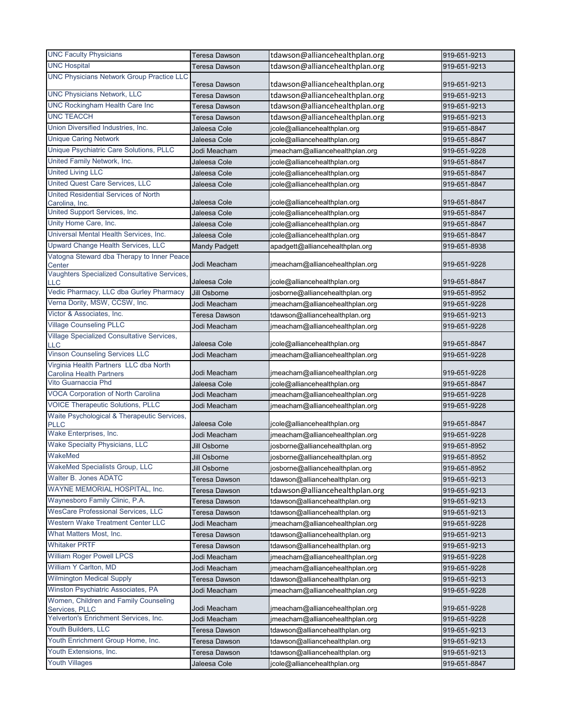| | | | |
|---|---|---|---|
| UNC Faculty Physicians | Teresa Dawson | tdawson@alliancehealthplan.org | 919-651-9213 |
| UNC Hospital | Teresa Dawson | tdawson@alliancehealthplan.org | 919-651-9213 |
| UNC Physicians Network Group Practice LLC | Teresa Dawson | tdawson@alliancehealthplan.org | 919-651-9213 |
| UNC Physicians Network, LLC | Teresa Dawson | tdawson@alliancehealthplan.org | 919-651-9213 |
| UNC Rockingham Health Care Inc | Teresa Dawson | tdawson@alliancehealthplan.org | 919-651-9213 |
| UNC TEACCH | Teresa Dawson | tdawson@alliancehealthplan.org | 919-651-9213 |
| Union Diversified Industries, Inc. | Jaleesa Cole | jcole@alliancehealthplan.org | 919-651-8847 |
| Unique Caring Network | Jaleesa Cole | jcole@alliancehealthplan.org | 919-651-8847 |
| Unique Psychiatric Care Solutions, PLLC | Jodi Meacham | jmeacham@alliancehealthplan.org | 919-651-9228 |
| United Family Network, Inc. | Jaleesa Cole | jcole@alliancehealthplan.org | 919-651-8847 |
| United Living LLC | Jaleesa Cole | jcole@alliancehealthplan.org | 919-651-8847 |
| United Quest Care Services, LLC | Jaleesa Cole | jcole@alliancehealthplan.org | 919-651-8847 |
| United Residential Services of North Carolina, Inc. | Jaleesa Cole | jcole@alliancehealthplan.org | 919-651-8847 |
| United Support Services, Inc. | Jaleesa Cole | jcole@alliancehealthplan.org | 919-651-8847 |
| Unity Home Care, Inc. | Jaleesa Cole | jcole@alliancehealthplan.org | 919-651-8847 |
| Universal Mental Health Services, Inc. | Jaleesa Cole | jcole@alliancehealthplan.org | 919-651-8847 |
| Upward Change Health Services, LLC | Mandy Padgett | apadgett@alliancehealthplan.org | 919-651-8938 |
| Vatogna Steward dba Therapy to Inner Peace Center | Jodi Meacham | jmeacham@alliancehealthplan.org | 919-651-9228 |
| Vaughters Specialized Consultative Services, LLC | Jaleesa Cole | jcole@alliancehealthplan.org | 919-651-8847 |
| Vedic Pharmacy, LLC dba Gurley Pharmacy | Jill Osborne | josborne@alliancehealthplan.org | 919-651-8952 |
| Verna Dority, MSW, CCSW, Inc. | Jodi Meacham | jmeacham@alliancehealthplan.org | 919-651-9228 |
| Victor & Associates, Inc. | Teresa Dawson | tdawson@alliancehealthplan.org | 919-651-9213 |
| Village Counseling PLLC | Jodi Meacham | jmeacham@alliancehealthplan.org | 919-651-9228 |
| Village Specialized Consultative Services, LLC | Jaleesa Cole | jcole@alliancehealthplan.org | 919-651-8847 |
| Vinson Counseling Services LLC | Jodi Meacham | jmeacham@alliancehealthplan.org | 919-651-9228 |
| Virginia Health Partners LLC dba North Carolina Health Partners | Jodi Meacham | jmeacham@alliancehealthplan.org | 919-651-9228 |
| Vito Guarnaccia Phd | Jaleesa Cole | jcole@alliancehealthplan.org | 919-651-8847 |
| VOCA Corporation of North Carolina | Jodi Meacham | jmeacham@alliancehealthplan.org | 919-651-9228 |
| VOICE Therapeutic Solutions, PLLC | Jodi Meacham | jmeacham@alliancehealthplan.org | 919-651-9228 |
| Waite Psychological & Therapeutic Services, PLLC | Jaleesa Cole | jcole@alliancehealthplan.org | 919-651-8847 |
| Wake Enterprises, Inc. | Jodi Meacham | jmeacham@alliancehealthplan.org | 919-651-9228 |
| Wake Specialty Physicians, LLC | Jill Osborne | josborne@alliancehealthplan.org | 919-651-8952 |
| WakeMed | Jill Osborne | josborne@alliancehealthplan.org | 919-651-8952 |
| WakeMed Specialists Group, LLC | Jill Osborne | josborne@alliancehealthplan.org | 919-651-8952 |
| Walter B. Jones ADATC | Teresa Dawson | tdawson@alliancehealthplan.org | 919-651-9213 |
| WAYNE MEMORIAL HOSPITAL, Inc. | Teresa Dawson | tdawson@alliancehealthplan.org | 919-651-9213 |
| Waynesboro Family Clinic, P.A. | Teresa Dawson | tdawson@alliancehealthplan.org | 919-651-9213 |
| WesCare Professional Services, LLC | Teresa Dawson | tdawson@alliancehealthplan.org | 919-651-9213 |
| Western Wake Treatment Center LLC | Jodi Meacham | jmeacham@alliancehealthplan.org | 919-651-9228 |
| What Matters Most, Inc. | Teresa Dawson | tdawson@alliancehealthplan.org | 919-651-9213 |
| Whitaker PRTF | Teresa Dawson | tdawson@alliancehealthplan.org | 919-651-9213 |
| William Roger Powell LPCS | Jodi Meacham | jmeacham@alliancehealthplan.org | 919-651-9228 |
| William Y Carlton, MD | Jodi Meacham | jmeacham@alliancehealthplan.org | 919-651-9228 |
| Wilmington Medical Supply | Teresa Dawson | tdawson@alliancehealthplan.org | 919-651-9213 |
| Winston Psychiatric Associates, PA | Jodi Meacham | jmeacham@alliancehealthplan.org | 919-651-9228 |
| Women, Children and Family Counseling Services, PLLC | Jodi Meacham | jmeacham@alliancehealthplan.org | 919-651-9228 |
| Yelverton's Enrichment Services, Inc. | Jodi Meacham | jmeacham@alliancehealthplan.org | 919-651-9228 |
| Youth Builders, LLC | Teresa Dawson | tdawson@alliancehealthplan.org | 919-651-9213 |
| Youth Enrichment Group Home, Inc. | Teresa Dawson | tdawson@alliancehealthplan.org | 919-651-9213 |
| Youth Extensions, Inc. | Teresa Dawson | tdawson@alliancehealthplan.org | 919-651-9213 |
| Youth Villages | Jaleesa Cole | jcole@alliancehealthplan.org | 919-651-8847 |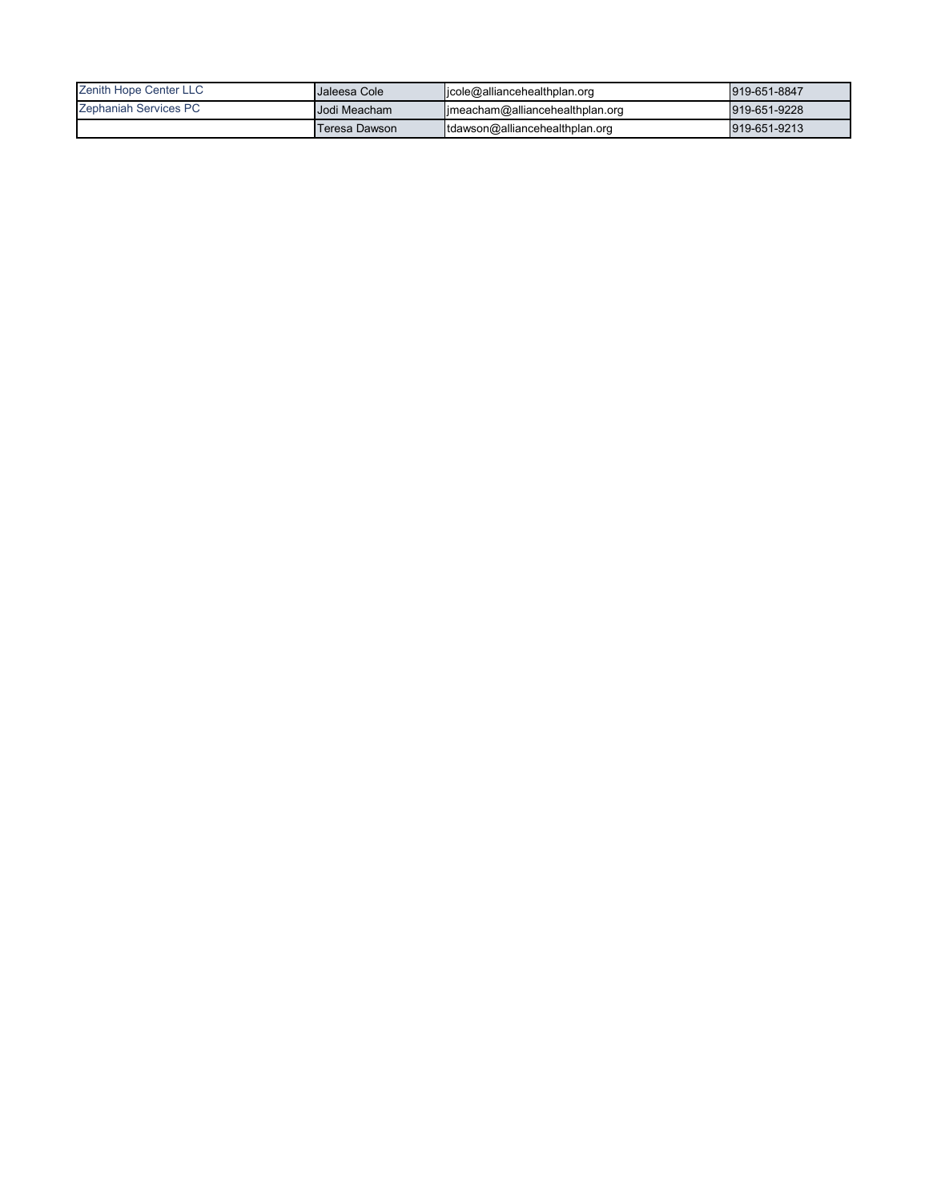| | | | |
|---|---|---|---|
| Zenith Hope Center LLC | Jaleesa Cole | jcole@alliancehealthplan.org | 919-651-8847 |
| Zephaniah Services PC | Jodi Meacham | jmeacham@alliancehealthplan.org | 919-651-9228 |
| | Teresa Dawson | tdawson@alliancehealthplan.org | 919-651-9213 |